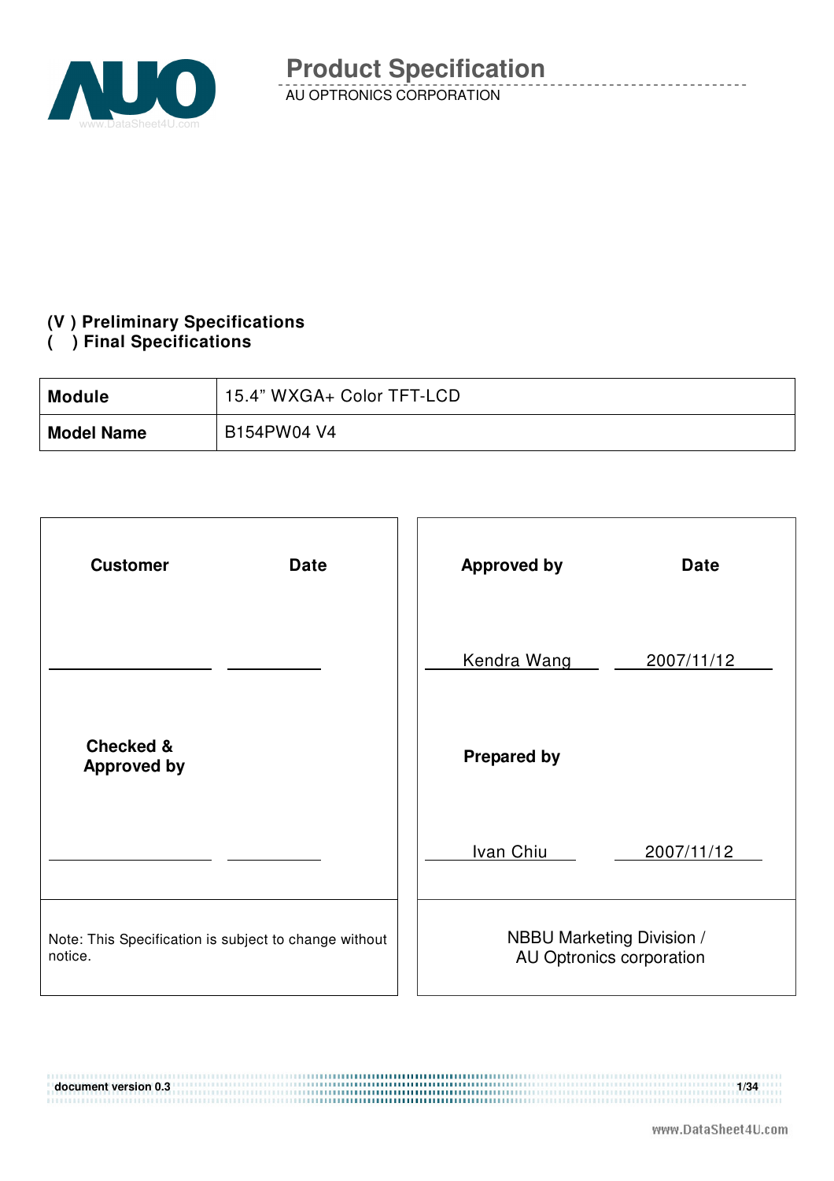# Product Specification

AU OPTRONICS CORPORATION

**(V ) Preliminary Specifications**
**( ) Final Specifications**

| **Module** | 15.4" WXGA+ Color TFT-LCD |
|---|---|
| **Model Name** | B154PW04 V4 |

| **Customer** | **Date** | **Approved by** | **Date** |
|---|---|---|---|
| | | Kendra Wang | 2007/11/12 |
| **Checked & Approved by** | | **Prepared by** | |
| | | Ivan Chiu | 2007/11/12 |
| Note: This Specification is subject to change without notice. | | NBBU Marketing Division / AU Optronics corporation | |

document version 0.3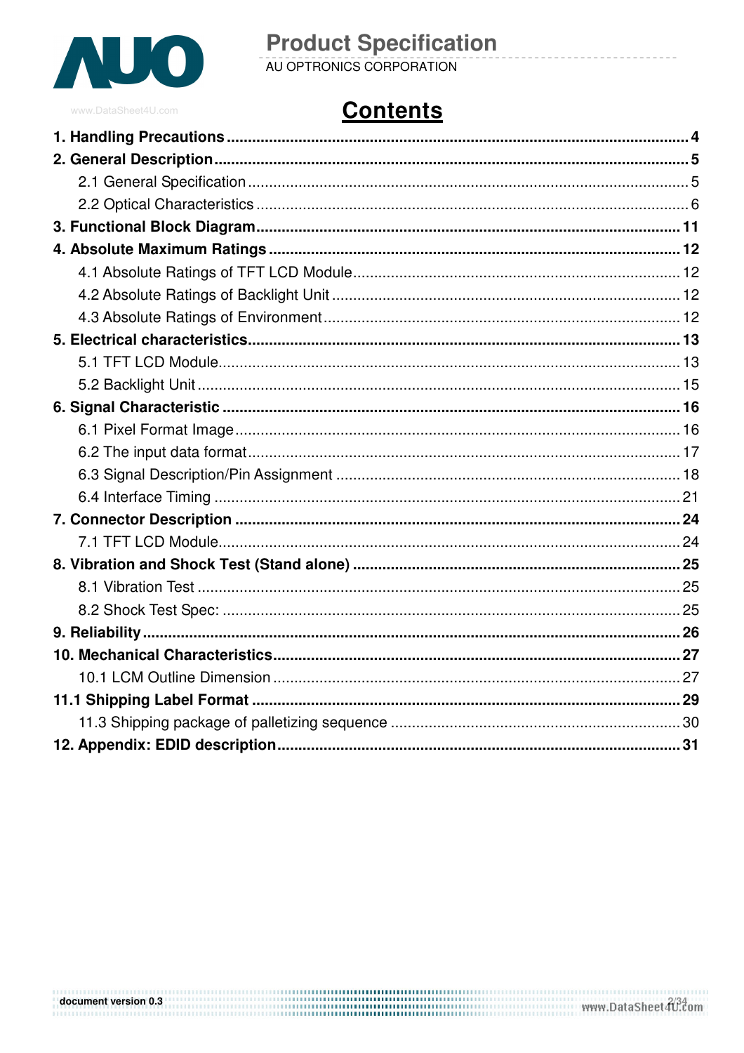# Contents

**1. Handling Precautions** .......... **4**

**2. General Description** .......... **5**

- 2.1 General Specification .......... 5
- 2.2 Optical Characteristics .......... 6

**3. Functional Block Diagram** .......... **11**

**4. Absolute Maximum Ratings** .......... **12**

- 4.1 Absolute Ratings of TFT LCD Module .......... 12
- 4.2 Absolute Ratings of Backlight Unit .......... 12
- 4.3 Absolute Ratings of Environment .......... 12

**5. Electrical characteristics** .......... **13**

- 5.1 TFT LCD Module .......... 13
- 5.2 Backlight Unit .......... 15

**6. Signal Characteristic** .......... **16**

- 6.1 Pixel Format Image .......... 16
- 6.2 The input data format .......... 17
- 6.3 Signal Description/Pin Assignment .......... 18
- 6.4 Interface Timing .......... 21

**7. Connector Description** .......... **24**

- 7.1 TFT LCD Module .......... 24

**8. Vibration and Shock Test (Stand alone)** .......... **25**

- 8.1 Vibration Test .......... 25
- 8.2 Shock Test Spec: .......... 25

**9. Reliability** .......... **26**

**10. Mechanical Characteristics** .......... **27**

- 10.1 LCM Outline Dimension .......... 27

**11.1 Shipping Label Format** .......... **29**

- 11.3 Shipping package of palletizing sequence .......... 30

**12. Appendix: EDID description** .......... **31**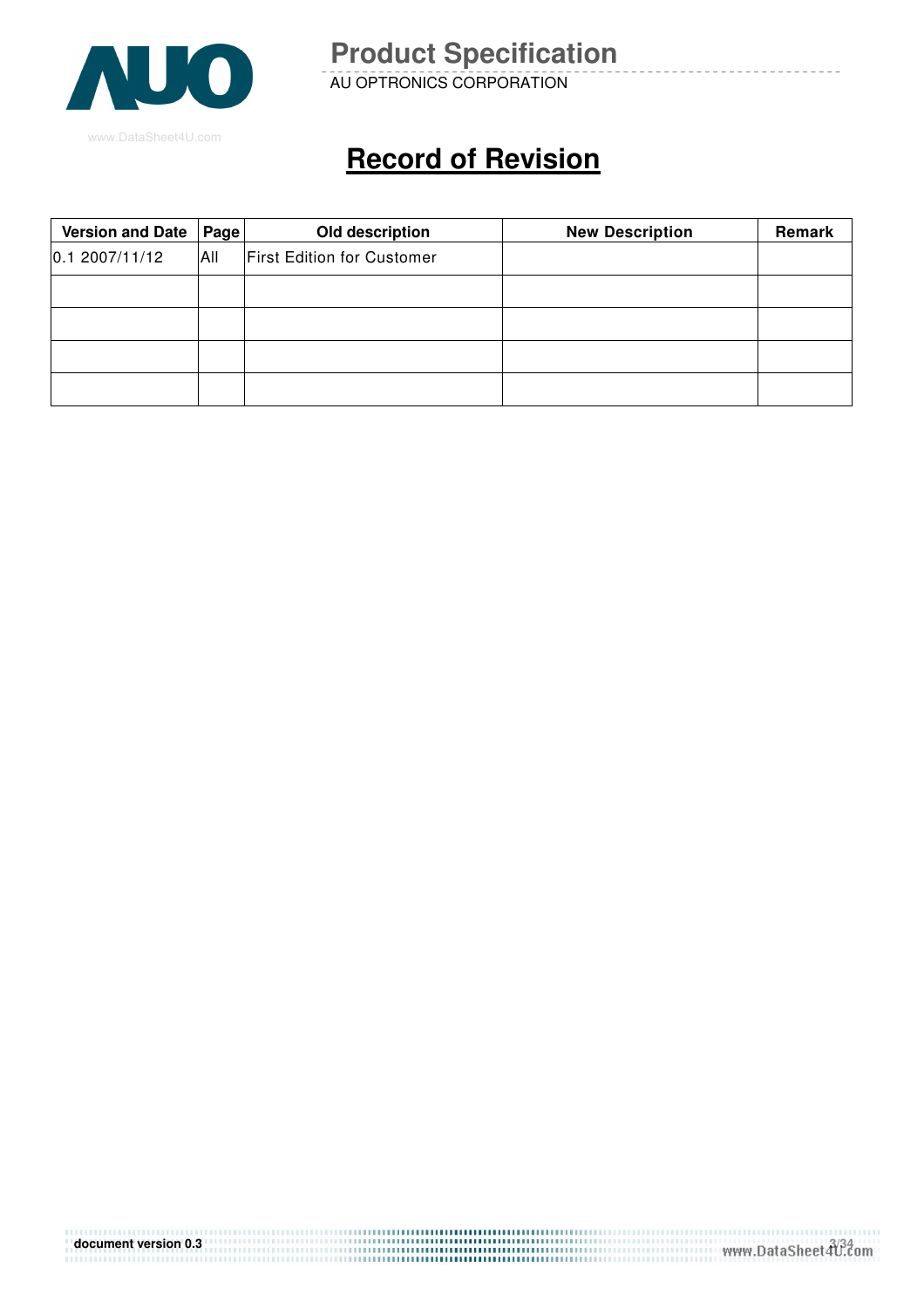# Record of Revision

| Version and Date | Page | Old description | New Description | Remark |
|---|---|---|---|---|
| 0.1 2007/11/12 | All | First Edition for Customer | | |
| | | | | |
| | | | | |
| | | | | |
| | | | | |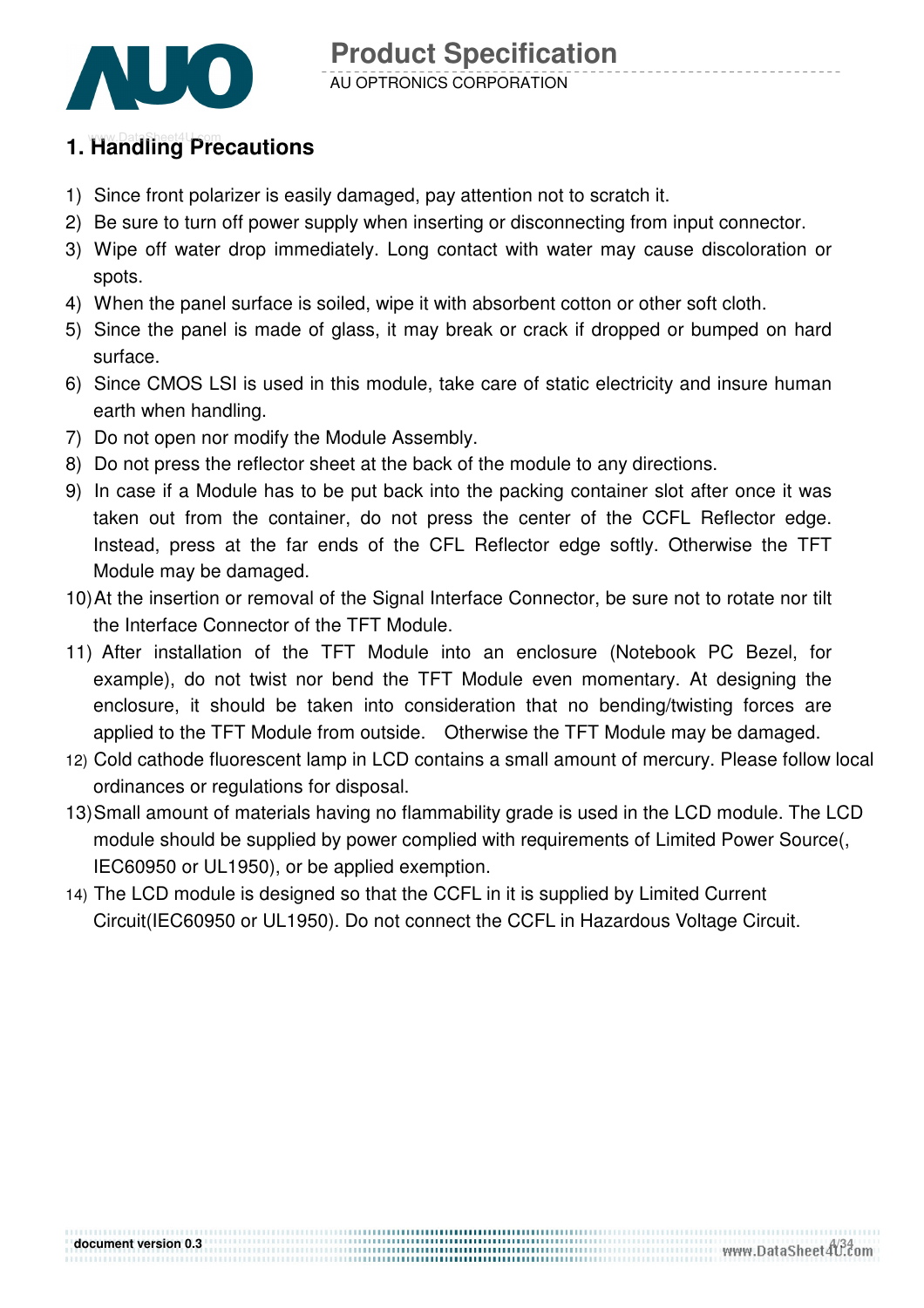# 1. Handling Precautions

1) Since front polarizer is easily damaged, pay attention not to scratch it.
2) Be sure to turn off power supply when inserting or disconnecting from input connector.
3) Wipe off water drop immediately. Long contact with water may cause discoloration or spots.
4) When the panel surface is soiled, wipe it with absorbent cotton or other soft cloth.
5) Since the panel is made of glass, it may break or crack if dropped or bumped on hard surface.
6) Since CMOS LSI is used in this module, take care of static electricity and insure human earth when handling.
7) Do not open nor modify the Module Assembly.
8) Do not press the reflector sheet at the back of the module to any directions.
9) In case if a Module has to be put back into the packing container slot after once it was taken out from the container, do not press the center of the CCFL Reflector edge. Instead, press at the far ends of the CFL Reflector edge softly. Otherwise the TFT Module may be damaged.
10) At the insertion or removal of the Signal Interface Connector, be sure not to rotate nor tilt the Interface Connector of the TFT Module.
11) After installation of the TFT Module into an enclosure (Notebook PC Bezel, for example), do not twist nor bend the TFT Module even momentary. At designing the enclosure, it should be taken into consideration that no bending/twisting forces are applied to the TFT Module from outside. Otherwise the TFT Module may be damaged.
12) Cold cathode fluorescent lamp in LCD contains a small amount of mercury. Please follow local ordinances or regulations for disposal.
13) Small amount of materials having no flammability grade is used in the LCD module. The LCD module should be supplied by power complied with requirements of Limited Power Source(, IEC60950 or UL1950), or be applied exemption.
14) The LCD module is designed so that the CCFL in it is supplied by Limited Current Circuit(IEC60950 or UL1950). Do not connect the CCFL in Hazardous Voltage Circuit.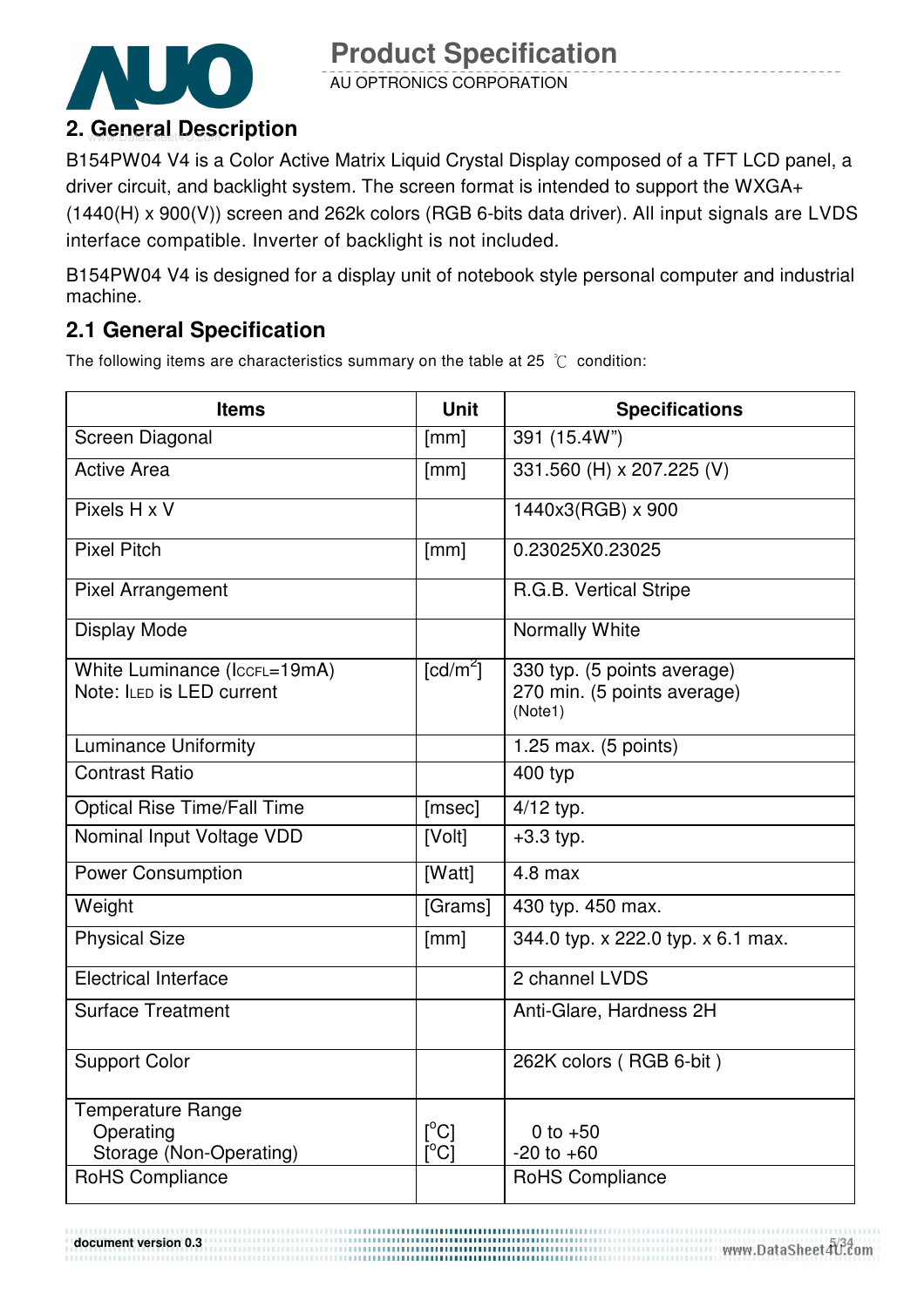## 2. General Description

B154PW04 V4 is a Color Active Matrix Liquid Crystal Display composed of a TFT LCD panel, a driver circuit, and backlight system. The screen format is intended to support the WXGA+ (1440(H) x 900(V)) screen and 262k colors (RGB 6-bits data driver). All input signals are LVDS interface compatible. Inverter of backlight is not included.

B154PW04 V4 is designed for a display unit of notebook style personal computer and industrial machine.

### 2.1 General Specification

The following items are characteristics summary on the table at 25 ℃ condition:

| Items | Unit | Specifications |
|---|---|---|
| Screen Diagonal | [mm] | 391 (15.4W") |
| Active Area | [mm] | 331.560 (H) x 207.225 (V) |
| Pixels H x V | | 1440x3(RGB) x 900 |
| Pixel Pitch | [mm] | 0.23025X0.23025 |
| Pixel Arrangement | | R.G.B. Vertical Stripe |
| Display Mode | | Normally White |
| White Luminance ($I_{CCFL}$=19mA)<br>Note: $I_{LED}$ is LED current | [cd/m$^2$] | 330 typ. (5 points average)<br>270 min. (5 points average)<br>(Note1) |
| Luminance Uniformity | | 1.25 max. (5 points) |
| Contrast Ratio | | 400 typ |
| Optical Rise Time/Fall Time | [msec] | 4/12 typ. |
| Nominal Input Voltage VDD | [Volt] | +3.3 typ. |
| Power Consumption | [Watt] | 4.8 max |
| Weight | [Grams] | 430 typ. 450 max. |
| Physical Size | [mm] | 344.0 typ. x 222.0 typ. x 6.1 max. |
| Electrical Interface | | 2 channel LVDS |
| Surface Treatment | | Anti-Glare, Hardness 2H |
| Support Color | | 262K colors ( RGB 6-bit ) |
| Temperature Range<br>Operating<br>Storage (Non-Operating) | <br>[$^o$C]<br>[$^o$C] | <br>0 to +50<br>-20 to +60 |
| RoHS Compliance | | RoHS Compliance |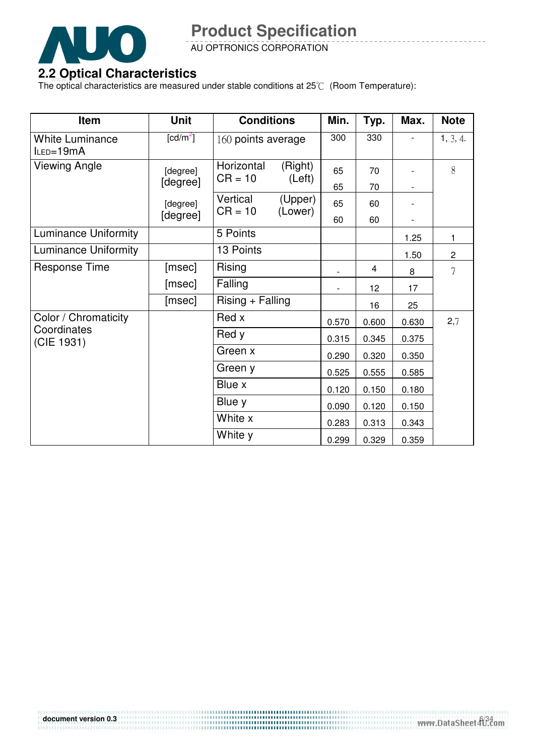## 2.2 Optical Characteristics

The optical characteristics are measured under stable conditions at 25℃ (Room Temperature):

| Item | Unit | Conditions | | Min. | Typ. | Max. | Note |
|---|---|---|---|---|---|---|---|
| White Luminance $I_{LED}$=19mA | [cd/m$^2$] | 160 points average | | 300 | 330 | - | 1, 3, 4. |
| Viewing Angle | [degree] | Horizontal CR = 10 | (Right) | 65 | 70 | - | 8 |
| | [degree] | | (Left) | 65 | 70 | - | |
| | [degree] | Vertical CR = 10 | (Upper) | 65 | 60 | - | |
| | [degree] | | (Lower) | 60 | 60 | - | |
| Luminance Uniformity | | 5 Points | | | | 1.25 | 1 |
| Luminance Uniformity | | 13 Points | | | | 1.50 | 2 |
| Response Time | [msec] | Rising | | - | 4 | 8 | 7 |
| | [msec] | Falling | | - | 12 | 17 | |
| | [msec] | Rising + Falling | | | 16 | 25 | |
| Color / Chromaticity Coordinates (CIE 1931) | | Red x | | 0.570 | 0.600 | 0.630 | 2,7 |
| | | Red y | | 0.315 | 0.345 | 0.375 | |
| | | Green x | | 0.290 | 0.320 | 0.350 | |
| | | Green y | | 0.525 | 0.555 | 0.585 | |
| | | Blue x | | 0.120 | 0.150 | 0.180 | |
| | | Blue y | | 0.090 | 0.120 | 0.150 | |
| | | White x | | 0.283 | 0.313 | 0.343 | |
| | | White y | | 0.299 | 0.329 | 0.359 | |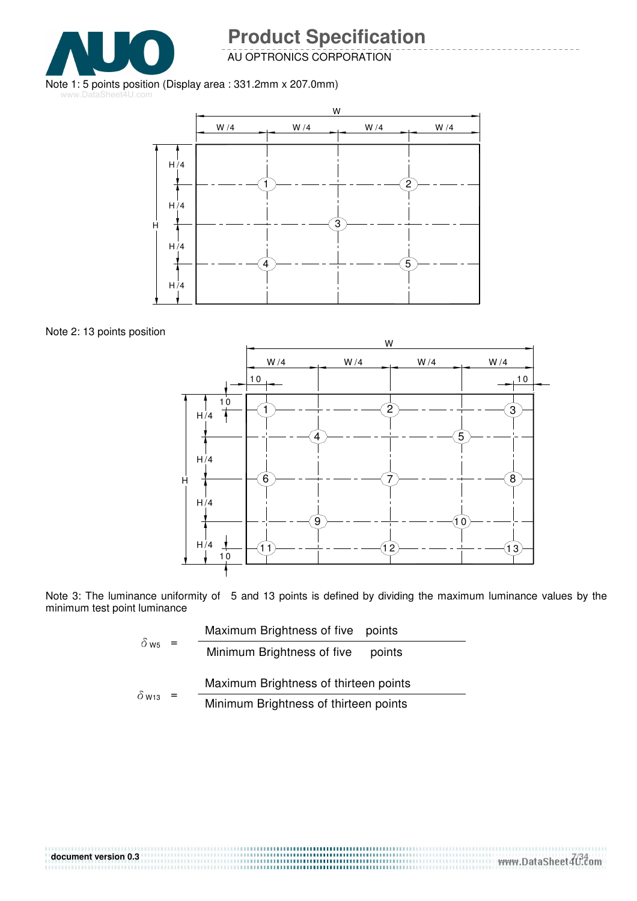Note 1: 5 points position (Display area : 331.2mm x 207.0mm)

Note 2: 13 points position

Note 3: The luminance uniformity of 5 and 13 points is defined by dividing the maximum luminance values by the minimum test point luminance

$$\delta_{W5} = \frac{\text{Maximum Brightness of five points}}{\text{Minimum Brightness of five points}}$$

$$\delta_{W13} = \frac{\text{Maximum Brightness of thirteen points}}{\text{Minimum Brightness of thirteen points}}$$

document version 0.3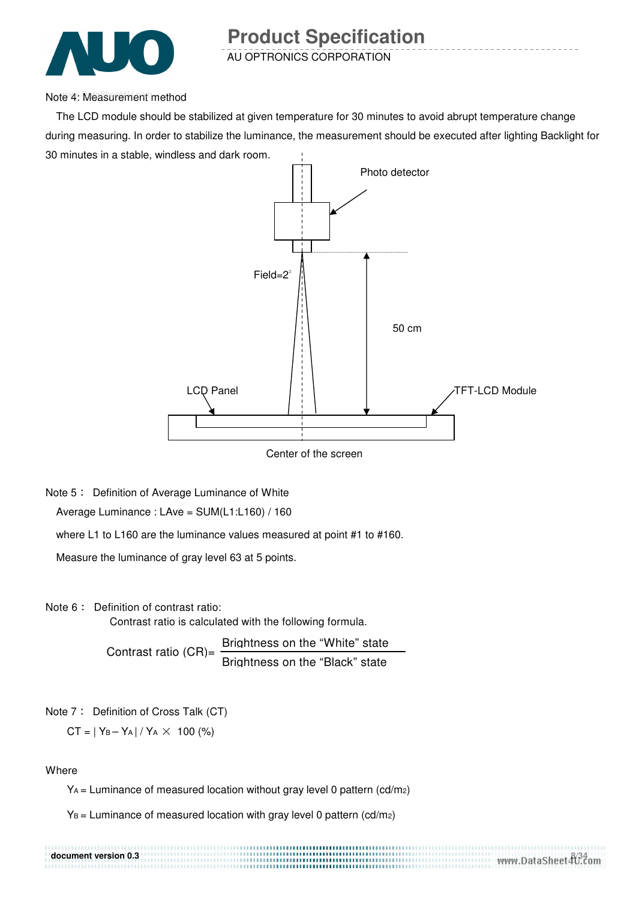Note 4: Measurement method

The LCD module should be stabilized at given temperature for 30 minutes to avoid abrupt temperature change during measuring. In order to stabilize the luminance, the measurement should be executed after lighting Backlight for 30 minutes in a stable, windless and dark room.

Photo detector

Field=2°

50 cm

LCD Panel

TFT-LCD Module

Center of the screen

Note 5： Definition of Average Luminance of White

Average Luminance : LAve = SUM(L1:L160) / 160

where L1 to L160 are the luminance values measured at point #1 to #160.

Measure the luminance of gray level 63 at 5 points.

Note 6： Definition of contrast ratio:

Contrast ratio is calculated with the following formula.

$$\text{Contrast ratio (CR)} = \frac{\text{Brightness on the “White” state}}{\text{Brightness on the “Black” state}}$$

Note 7： Definition of Cross Talk (CT)

$$CT = | Y_B - Y_A | / Y_A \times 100\ (\%)$$

Where

$Y_A$ = Luminance of measured location without gray level 0 pattern ($cd/m^2$)

$Y_B$ = Luminance of measured location with gray level 0 pattern ($cd/m^2$)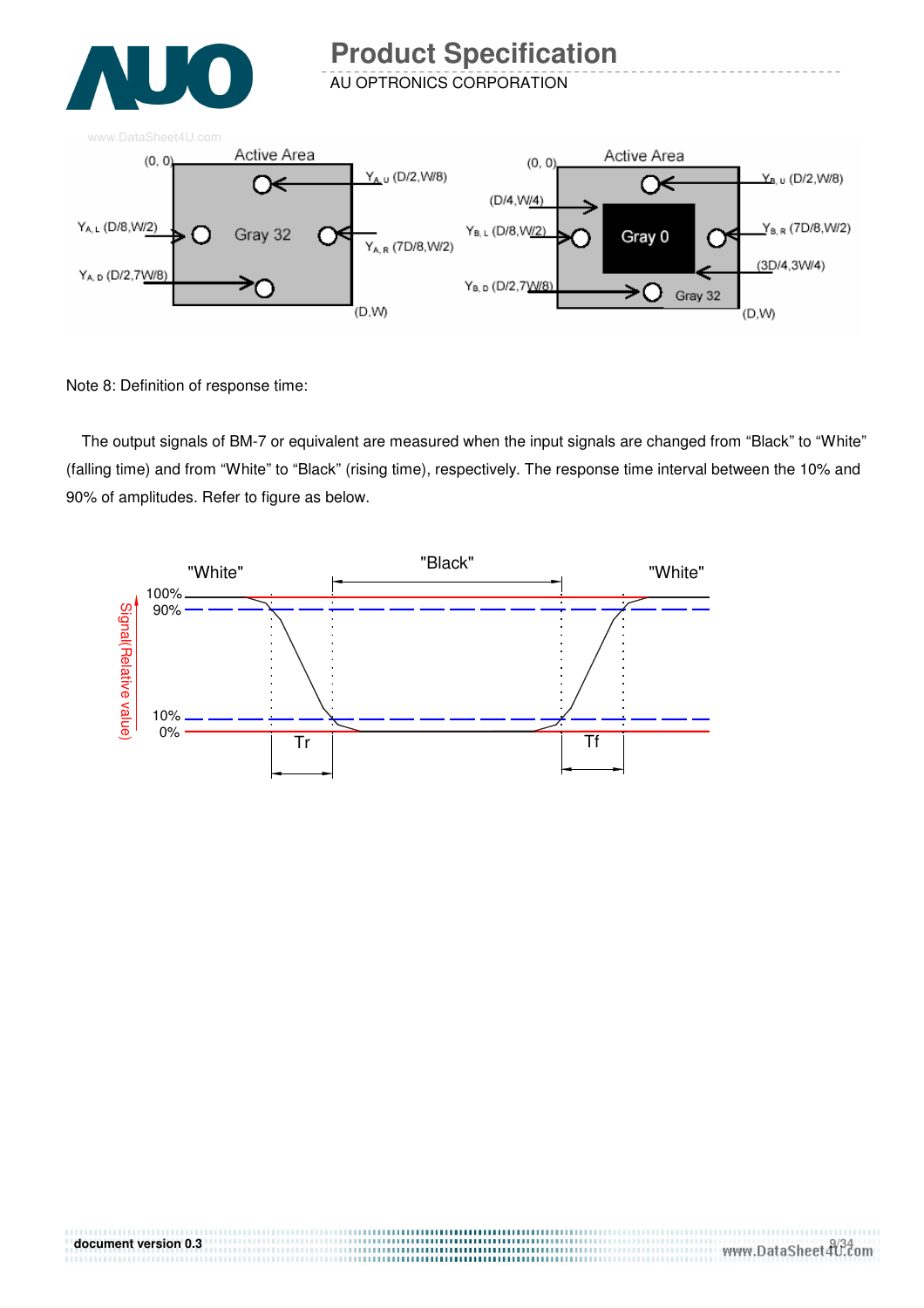Note 8: Definition of response time:

The output signals of BM-7 or equivalent are measured when the input signals are changed from “Black” to “White” (falling time) and from “White” to “Black” (rising time), respectively. The response time interval between the 10% and 90% of amplitudes. Refer to figure as below.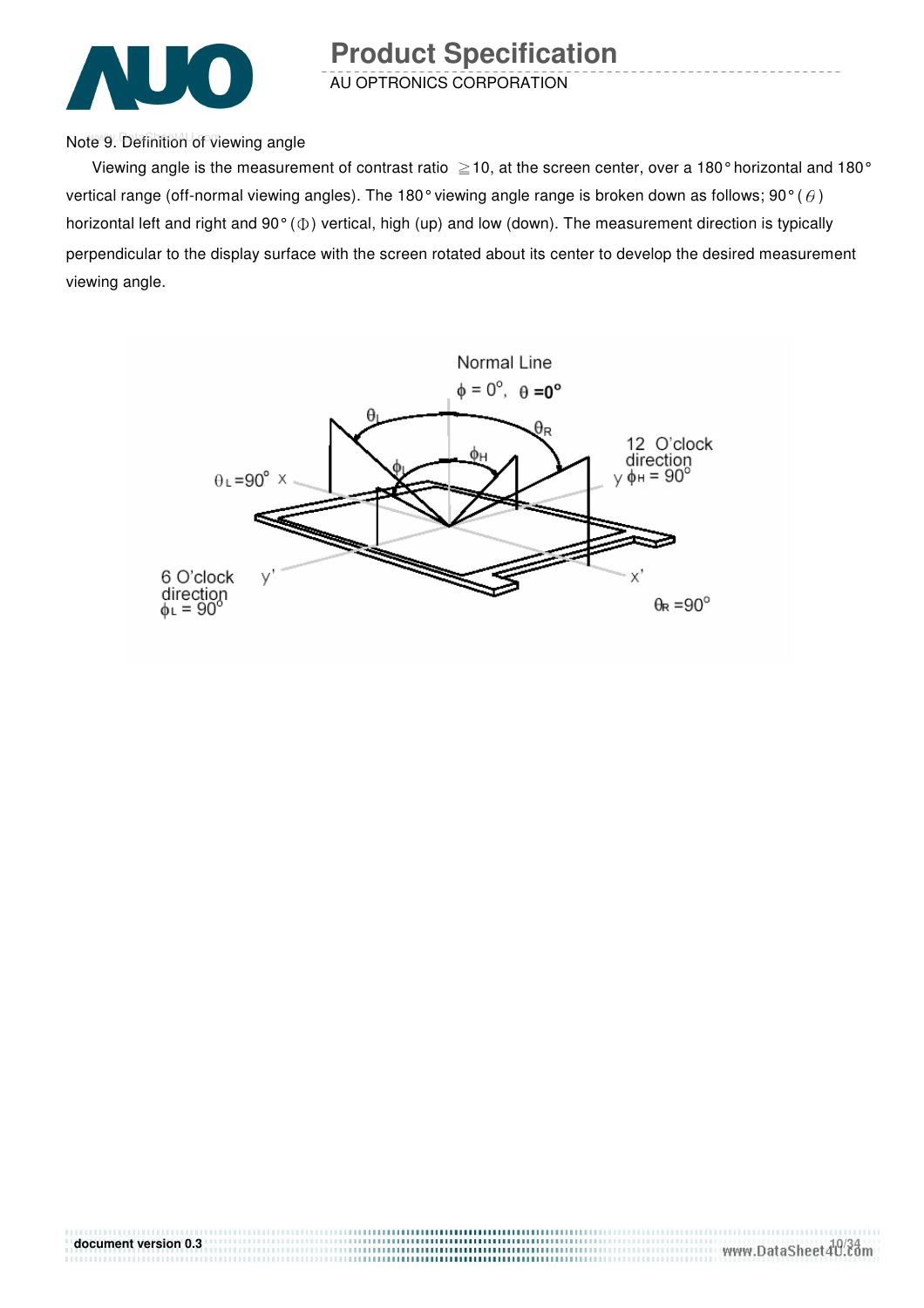Note 9. Definition of viewing angle

Viewing angle is the measurement of contrast ratio ≧10, at the screen center, over a 180° horizontal and 180° vertical range (off-normal viewing angles). The 180° viewing angle range is broken down as follows; 90° ($\theta$) horizontal left and right and 90° ($\Phi$) vertical, high (up) and low (down). The measurement direction is typically perpendicular to the display surface with the screen rotated about its center to develop the desired measurement viewing angle.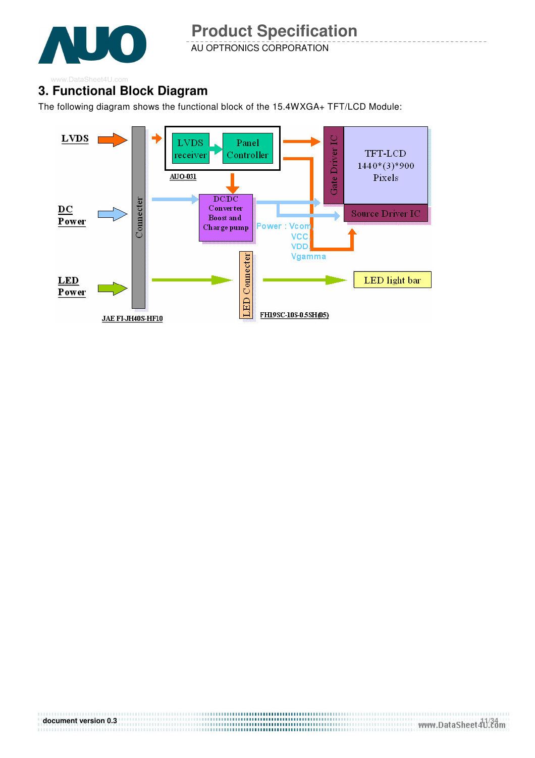## 3. Functional Block Diagram

The following diagram shows the functional block of the 15.4WXGA+ TFT/LCD Module:

LVDS

DC Power

LED Power

Connecter

JAE FI-JH40S-HF10

LVDS receiver

Panel Controller

AUO-031

DC/DC Converter Boost and Charge pump

Power : Vcom VCC VDD Vgamma

Gate Driver IC

TFT-LCD 1440*(3)*900 Pixels

Source Driver IC

LED Connecter

FH19SC-10S-0.5SH(05)

LED light bar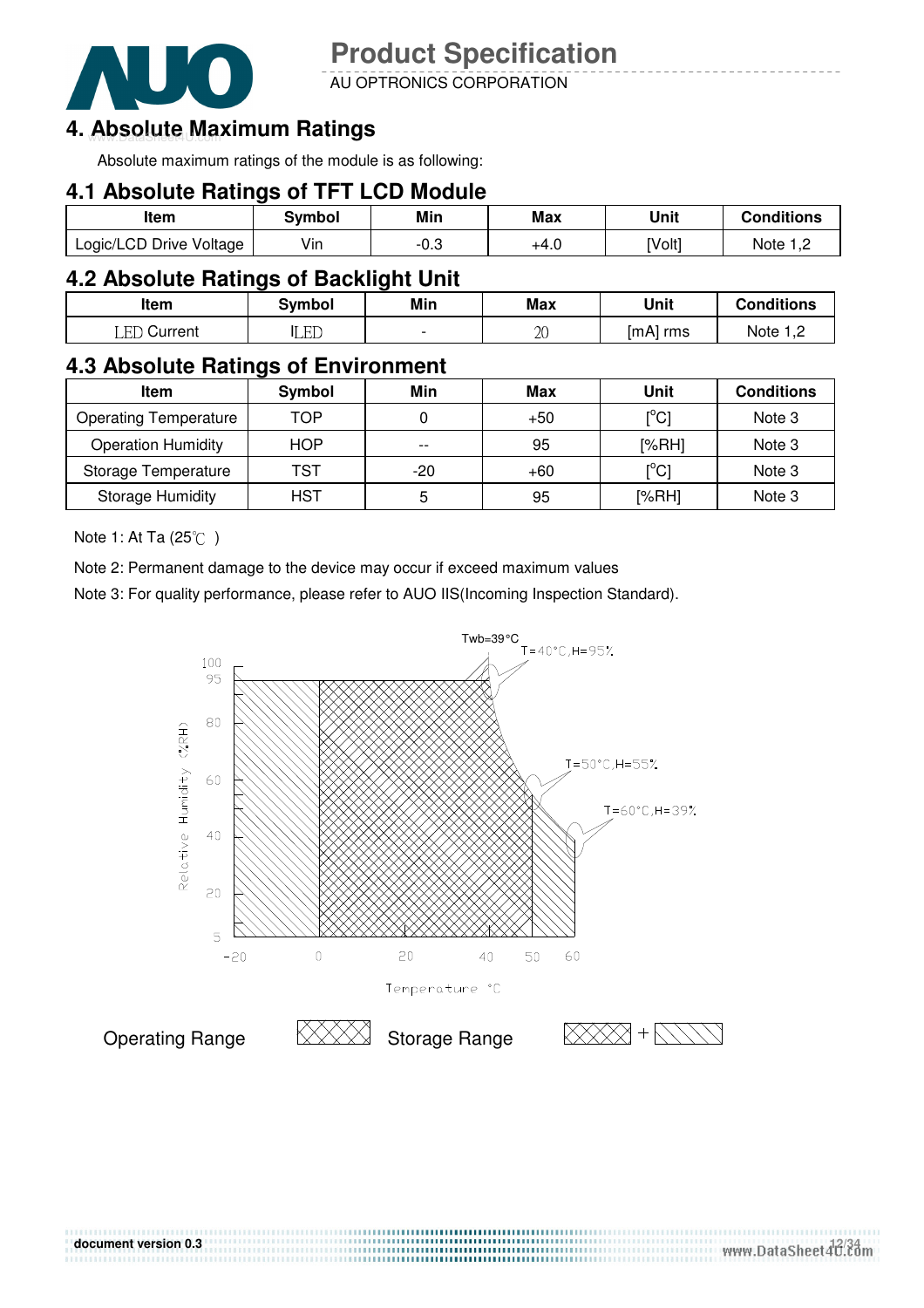## 4. Absolute Maximum Ratings

Absolute maximum ratings of the module is as following:

### 4.1 Absolute Ratings of TFT LCD Module

| Item | Symbol | Min | Max | Unit | Conditions |
|---|---|---|---|---|---|
| Logic/LCD Drive Voltage | Vin | -0.3 | +4.0 | [Volt] | Note 1,2 |

### 4.2 Absolute Ratings of Backlight Unit

| Item | Symbol | Min | Max | Unit | Conditions |
|---|---|---|---|---|---|
| LED Current | ILED | - | 20 | [mA] rms | Note 1,2 |

### 4.3 Absolute Ratings of Environment

| Item | Symbol | Min | Max | Unit | Conditions |
|---|---|---|---|---|---|
| Operating Temperature | TOP | 0 | +50 | [°C] | Note 3 |
| Operation Humidity | HOP | -- | 95 | [%RH] | Note 3 |
| Storage Temperature | TST | -20 | +60 | [°C] | Note 3 |
| Storage Humidity | HST | 5 | 95 | [%RH] | Note 3 |

Note 1: At Ta (25℃ )

Note 2: Permanent damage to the device may occur if exceed maximum values

Note 3: For quality performance, please refer to AUO IIS(Incoming Inspection Standard).

Twb=39°C

T=40°C,H=95%

T=50°C,H=55%

T=60°C,H=39%

Relative Humidity (%RH)

Temperature °C

Operating Range

Storage Range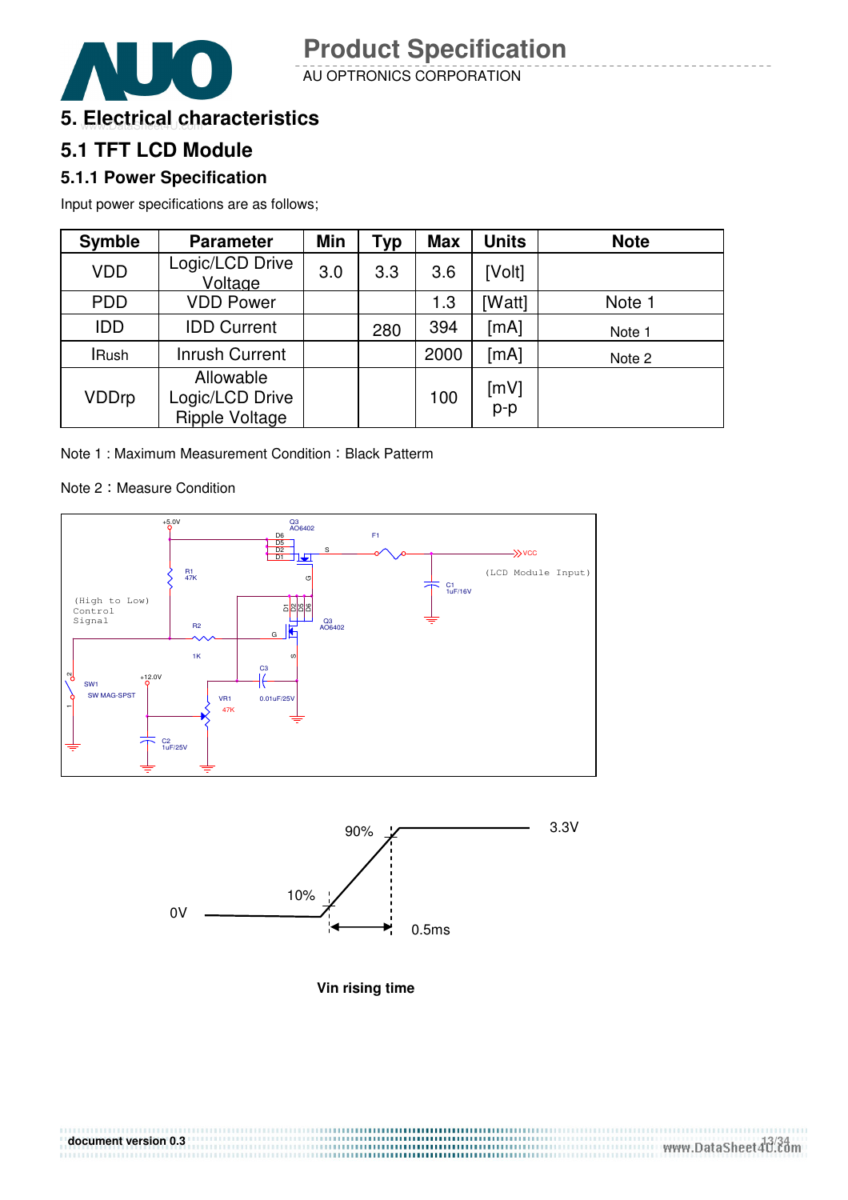# 5. Electrical characteristics

## 5.1 TFT LCD Module

### 5.1.1 Power Specification

Input power specifications are as follows;

| Symble | Parameter | Min | Typ | Max | Units | Note |
|---|---|---|---|---|---|---|
| VDD | Logic/LCD Drive Voltage | 3.0 | 3.3 | 3.6 | [Volt] | |
| PDD | VDD Power | | | 1.3 | [Watt] | Note 1 |
| IDD | IDD Current | | 280 | 394 | [mA] | Note 1 |
| IRush | Inrush Current | | | 2000 | [mA] | Note 2 |
| VDDrp | Allowable Logic/LCD Drive Ripple Voltage | | | 100 | [mV] p-p | |

Note 1 : Maximum Measurement Condition：Black Pattern

Note 2：Measure Condition

(Circuit: +5.0V, Q3 AO6402, D1/D2/D5/D6, F1, S, G, VCC (LCD Module Input), C1 1uF/16V, R1 47K, (High to Low) Control Signal, R2 1K, SW1 SW MAG-SPST, +12.0V, C2 1uF/25V, VR1 47K, C3 0.01uF/25V)

(Waveform: 0V, 10%, 90%, 3.3V, 0.5ms)

**Vin rising time**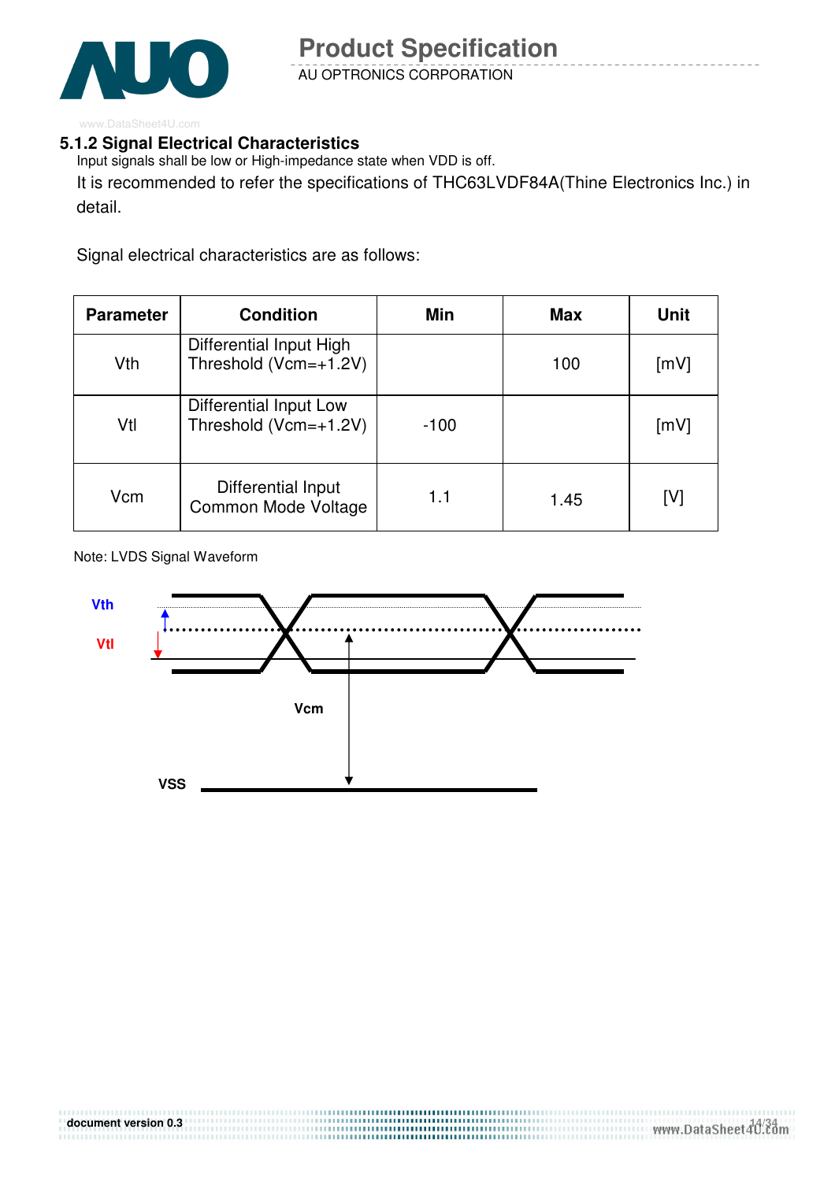### 5.1.2 Signal Electrical Characteristics

Input signals shall be low or High-impedance state when VDD is off.

It is recommended to refer the specifications of THC63LVDF84A(Thine Electronics Inc.) in detail.

Signal electrical characteristics are as follows:

| Parameter | Condition | Min | Max | Unit |
|---|---|---|---|---|
| Vth | Differential Input High Threshold (Vcm=+1.2V) | | 100 | [mV] |
| Vtl | Differential Input Low Threshold (Vcm=+1.2V) | -100 | | [mV] |
| Vcm | Differential Input Common Mode Voltage | 1.1 | 1.45 | [V] |

Note: LVDS Signal Waveform

Vth

Vtl

Vcm

VSS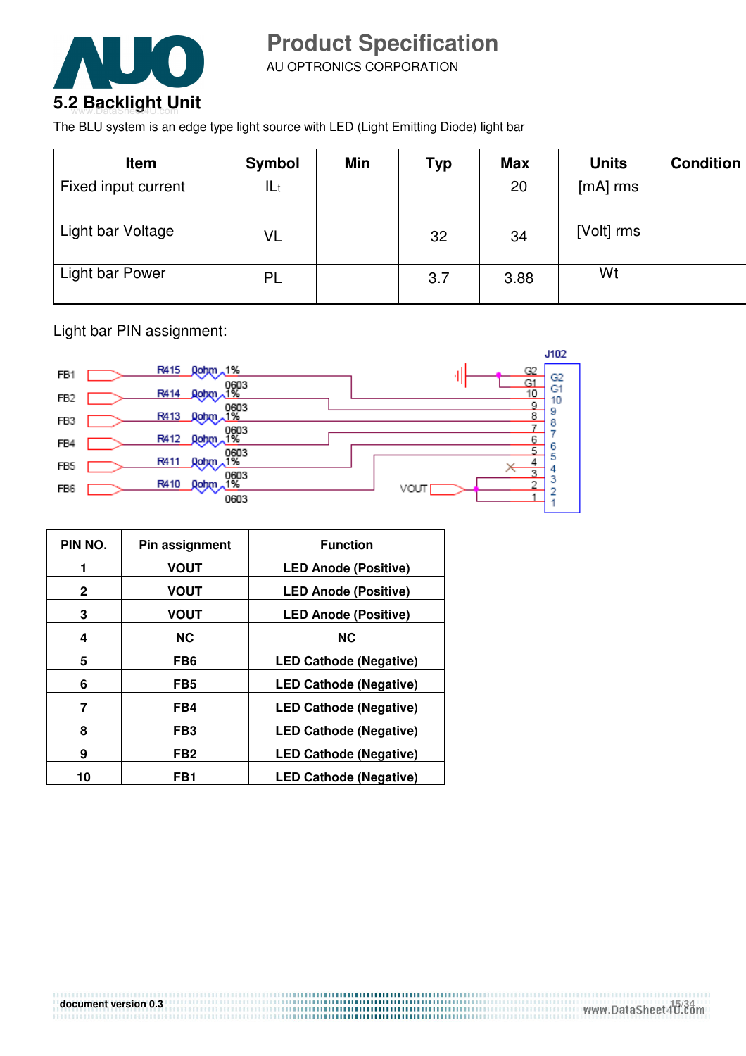## 5.2 Backlight Unit

The BLU system is an edge type light source with LED (Light Emitting Diode) light bar

| Item | Symbol | Min | Typ | Max | Units | Condition |
|---|---|---|---|---|---|---|
| Fixed input current | $IL_t$ | | | 20 | [mA] rms | |
| Light bar Voltage | VL | | 32 | 34 | [Volt] rms | |
| Light bar Power | PL | | 3.7 | 3.88 | Wt | |

Light bar PIN assignment:

| PIN NO. | Pin assignment | Function |
|---|---|---|
| 1 | VOUT | LED Anode (Positive) |
| 2 | VOUT | LED Anode (Positive) |
| 3 | VOUT | LED Anode (Positive) |
| 4 | NC | NC |
| 5 | FB6 | LED Cathode (Negative) |
| 6 | FB5 | LED Cathode (Negative) |
| 7 | FB4 | LED Cathode (Negative) |
| 8 | FB3 | LED Cathode (Negative) |
| 9 | FB2 | LED Cathode (Negative) |
| 10 | FB1 | LED Cathode (Negative) |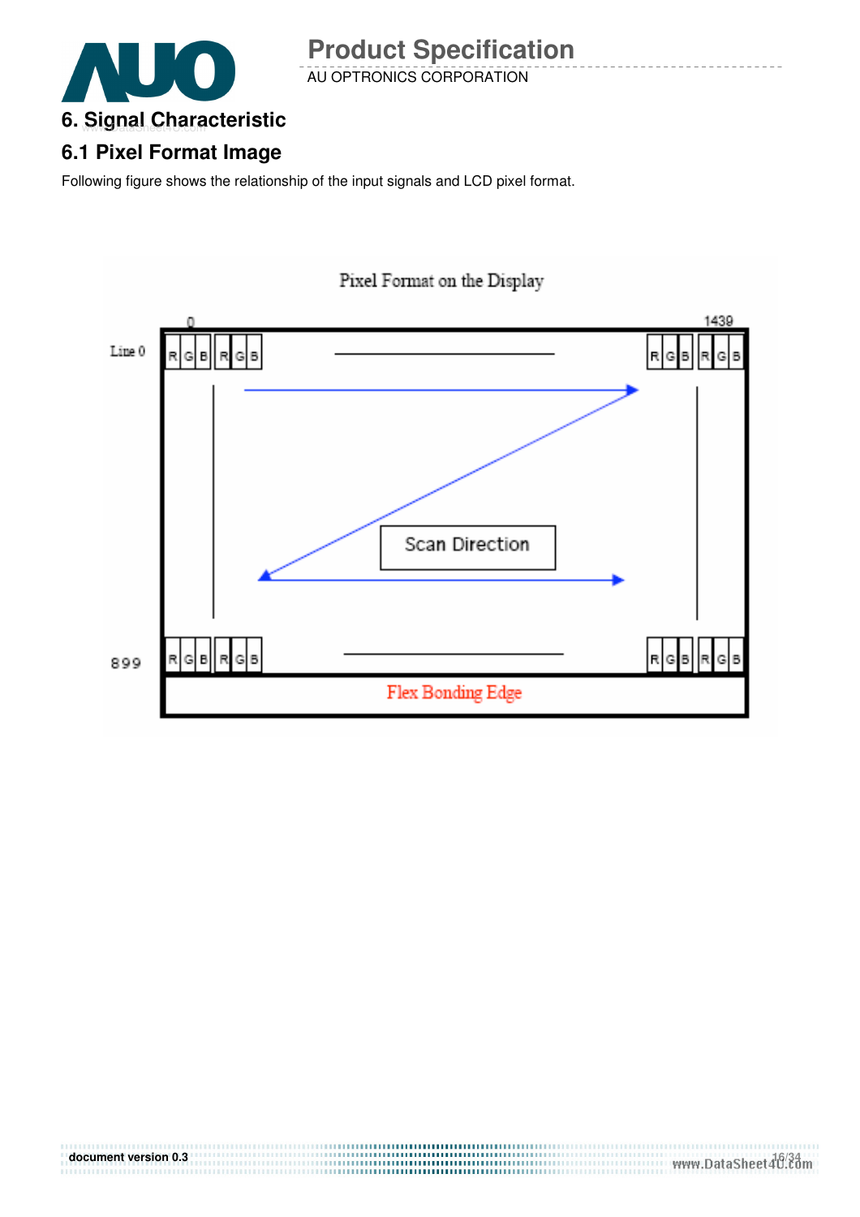## 6. Signal Characteristic

### 6.1 Pixel Format Image

Following figure shows the relationship of the input signals and LCD pixel format.

Pixel Format on the Display

| | 0 | | 1439 |
|---|---|---|---|
| Line 0 | R G B R G B | | R G B R G B |
| 899 | R G B R G B | | R G B R G B |

Scan Direction

Flex Bonding Edge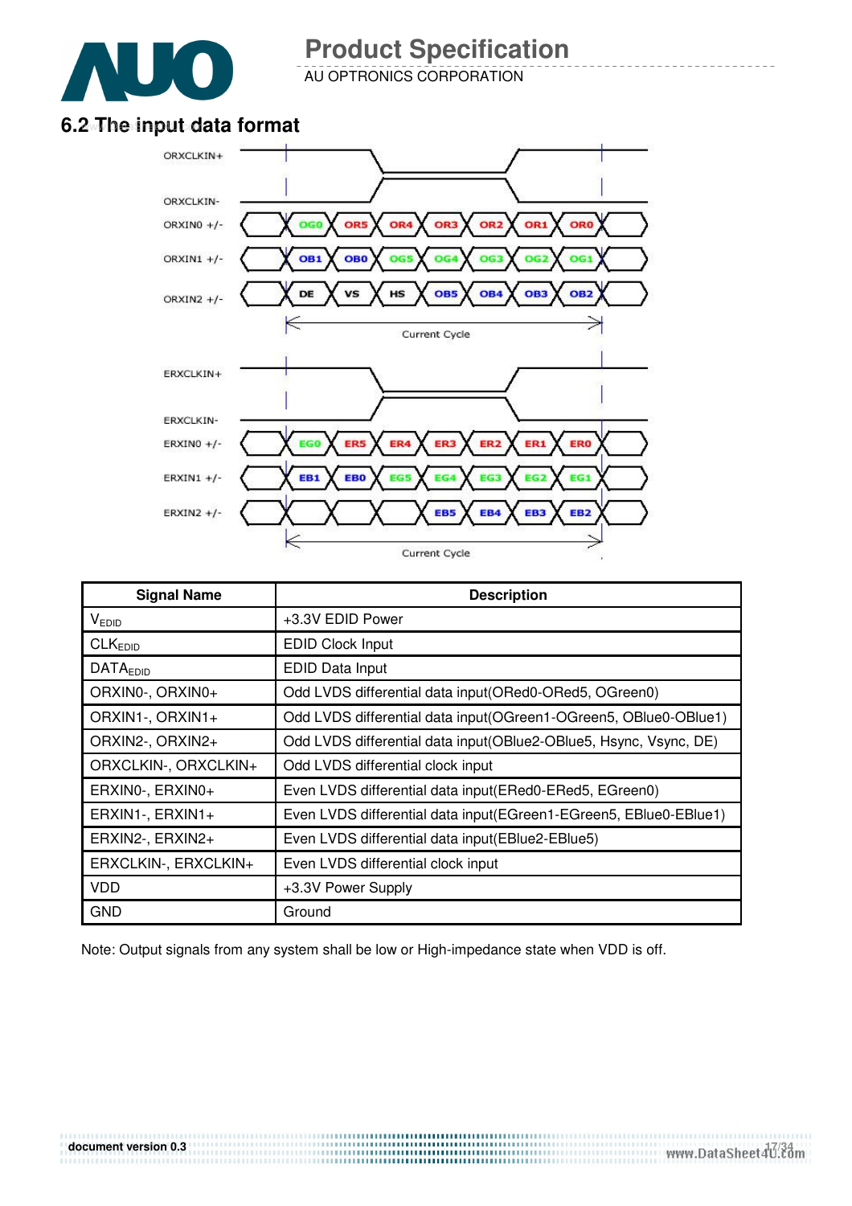## 6.2 The input data format

ORXCLKIN+

ORXCLKIN-

ORXIN0 +/- : OG0, OR5, OR4, OR3, OR2, OR1, OR0

ORXIN1 +/- : OB1, OB0, OG5, OG4, OG3, OG2, OG1

ORXIN2 +/- : DE, VS, HS, OB5, OB4, OB3, OB2

Current Cycle

ERXCLKIN+

ERXCLKIN-

ERXIN0 +/- : EG0, ER5, ER4, ER3, ER2, ER1, ER0

ERXIN1 +/- : EB1, EB0, EG5, EG4, EG3, EG2, EG1

ERXIN2 +/- : EB5, EB4, EB3, EB2

Current Cycle

| Signal Name | Description |
|---|---|
| $V_{EDID}$ | +3.3V EDID Power |
| $CLK_{EDID}$ | EDID Clock Input |
| $DATA_{EDID}$ | EDID Data Input |
| ORXIN0-, ORXIN0+ | Odd LVDS differential data input(ORed0-ORed5, OGreen0) |
| ORXIN1-, ORXIN1+ | Odd LVDS differential data input(OGreen1-OGreen5, OBlue0-OBlue1) |
| ORXIN2-, ORXIN2+ | Odd LVDS differential data input(OBlue2-OBlue5, Hsync, Vsync, DE) |
| ORXCLKIN-, ORXCLKIN+ | Odd LVDS differential clock input |
| ERXIN0-, ERXIN0+ | Even LVDS differential data input(ERed0-ERed5, EGreen0) |
| ERXIN1-, ERXIN1+ | Even LVDS differential data input(EGreen1-EGreen5, EBlue0-EBlue1) |
| ERXIN2-, ERXIN2+ | Even LVDS differential data input(EBlue2-EBlue5) |
| ERXCLKIN-, ERXCLKIN+ | Even LVDS differential clock input |
| VDD | +3.3V Power Supply |
| GND | Ground |

Note: Output signals from any system shall be low or High-impedance state when VDD is off.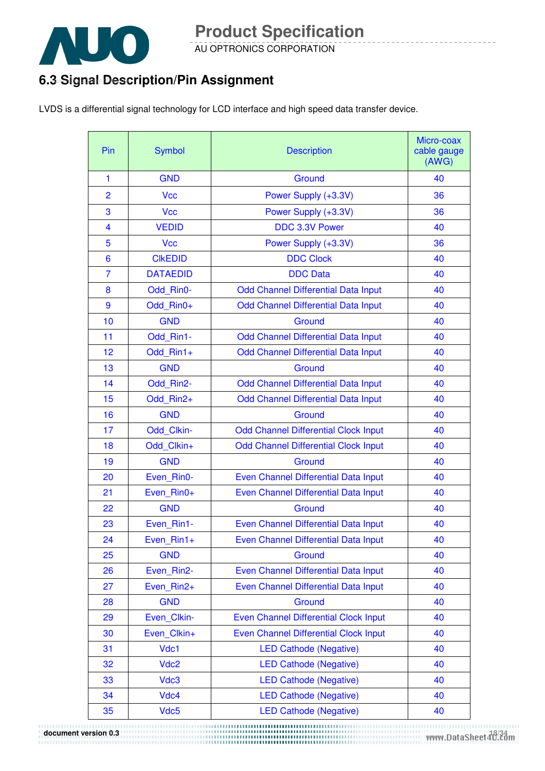## 6.3 Signal Description/Pin Assignment

LVDS is a differential signal technology for LCD interface and high speed data transfer device.

| Pin | Symbol | Description | Micro-coax cable gauge (AWG) |
|---|---|---|---|
| 1 | GND | Ground | 40 |
| 2 | Vcc | Power Supply (+3.3V) | 36 |
| 3 | Vcc | Power Supply (+3.3V) | 36 |
| 4 | VEDID | DDC 3.3V Power | 40 |
| 5 | Vcc | Power Supply (+3.3V) | 36 |
| 6 | ClkEDID | DDC Clock | 40 |
| 7 | DATAEDID | DDC Data | 40 |
| 8 | Odd_Rin0- | Odd Channel Differential Data Input | 40 |
| 9 | Odd_Rin0+ | Odd Channel Differential Data Input | 40 |
| 10 | GND | Ground | 40 |
| 11 | Odd_Rin1- | Odd Channel Differential Data Input | 40 |
| 12 | Odd_Rin1+ | Odd Channel Differential Data Input | 40 |
| 13 | GND | Ground | 40 |
| 14 | Odd_Rin2- | Odd Channel Differential Data Input | 40 |
| 15 | Odd_Rin2+ | Odd Channel Differential Data Input | 40 |
| 16 | GND | Ground | 40 |
| 17 | Odd_Clkin- | Odd Channel Differential Clock Input | 40 |
| 18 | Odd_Clkin+ | Odd Channel Differential Clock Input | 40 |
| 19 | GND | Ground | 40 |
| 20 | Even_Rin0- | Even Channel Differential Data Input | 40 |
| 21 | Even_Rin0+ | Even Channel Differential Data Input | 40 |
| 22 | GND | Ground | 40 |
| 23 | Even_Rin1- | Even Channel Differential Data Input | 40 |
| 24 | Even_Rin1+ | Even Channel Differential Data Input | 40 |
| 25 | GND | Ground | 40 |
| 26 | Even_Rin2- | Even Channel Differential Data Input | 40 |
| 27 | Even_Rin2+ | Even Channel Differential Data Input | 40 |
| 28 | GND | Ground | 40 |
| 29 | Even_Clkin- | Even Channel Differential Clock Input | 40 |
| 30 | Even_Clkin+ | Even Channel Differential Clock Input | 40 |
| 31 | Vdc1 | LED Cathode (Negative) | 40 |
| 32 | Vdc2 | LED Cathode (Negative) | 40 |
| 33 | Vdc3 | LED Cathode (Negative) | 40 |
| 34 | Vdc4 | LED Cathode (Negative) | 40 |
| 35 | Vdc5 | LED Cathode (Negative) | 40 |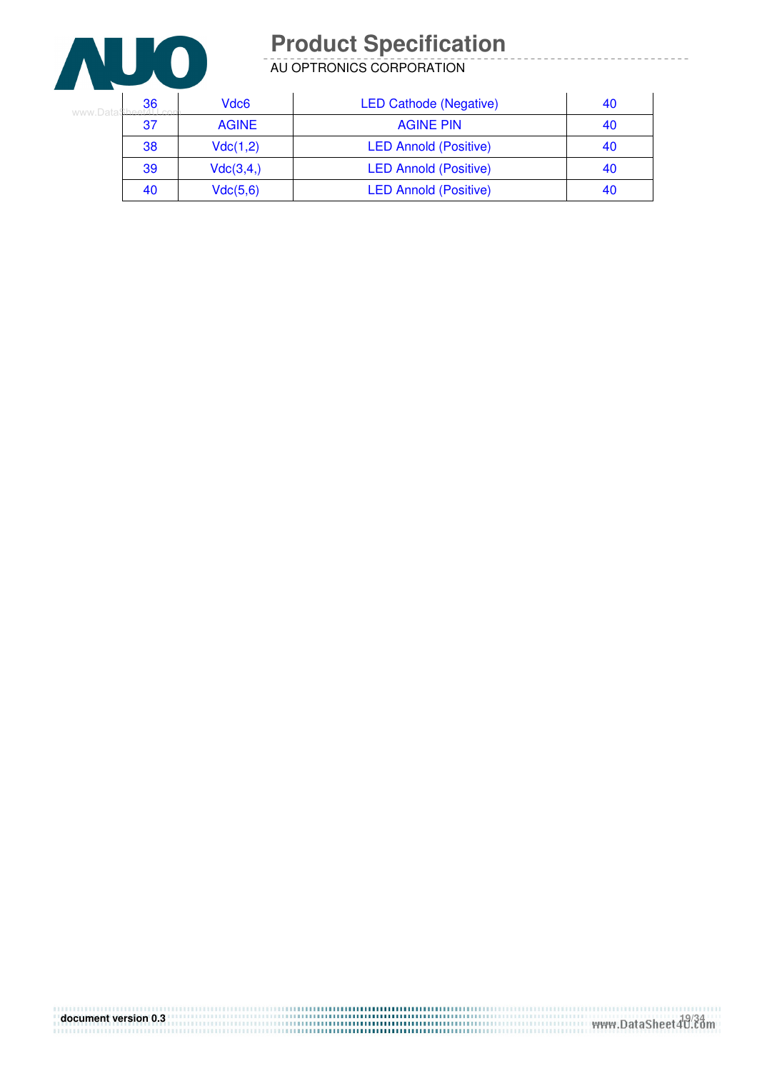| 36 | Vdc6 | LED Cathode (Negative) | 40 |
|---|---|---|---|
| 37 | AGINE | AGINE PIN | 40 |
| 38 | Vdc(1,2) | LED Annold (Positive) | 40 |
| 39 | Vdc(3,4,) | LED Annold (Positive) | 40 |
| 40 | Vdc(5,6) | LED Annold (Positive) | 40 |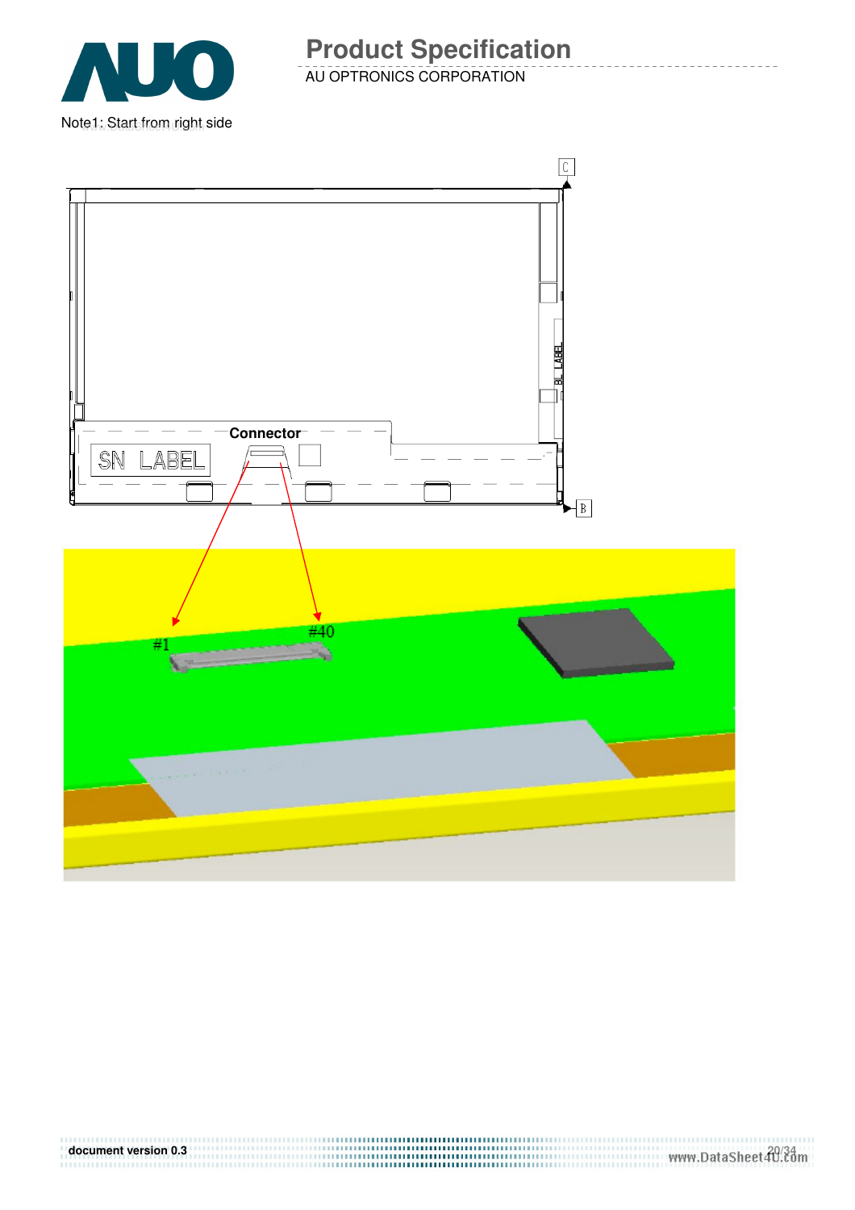Note1: Start from right side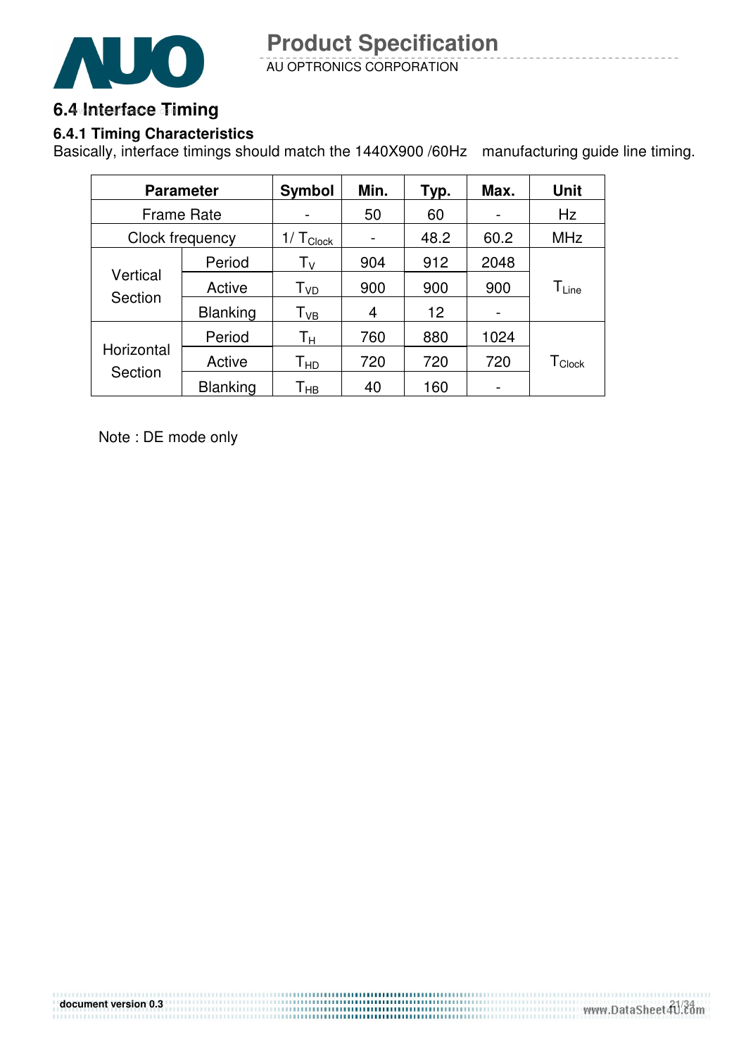## 6.4 Interface Timing

### 6.4.1 Timing Characteristics

Basically, interface timings should match the 1440X900 /60Hz manufacturing guide line timing.

| Parameter | | Symbol | Min. | Typ. | Max. | Unit |
|---|---|---|---|---|---|---|
| Frame Rate | | - | 50 | 60 | - | Hz |
| Clock frequency | | $1/T_{Clock}$ | - | 48.2 | 60.2 | MHz |
| Vertical Section | Period | $T_V$ | 904 | 912 | 2048 | $T_{Line}$ |
| | Active | $T_{VD}$ | 900 | 900 | 900 | |
| | Blanking | $T_{VB}$ | 4 | 12 | - | |
| Horizontal Section | Period | $T_H$ | 760 | 880 | 1024 | $T_{Clock}$ |
| | Active | $T_{HD}$ | 720 | 720 | 720 | |
| | Blanking | $T_{HB}$ | 40 | 160 | - | |

Note : DE mode only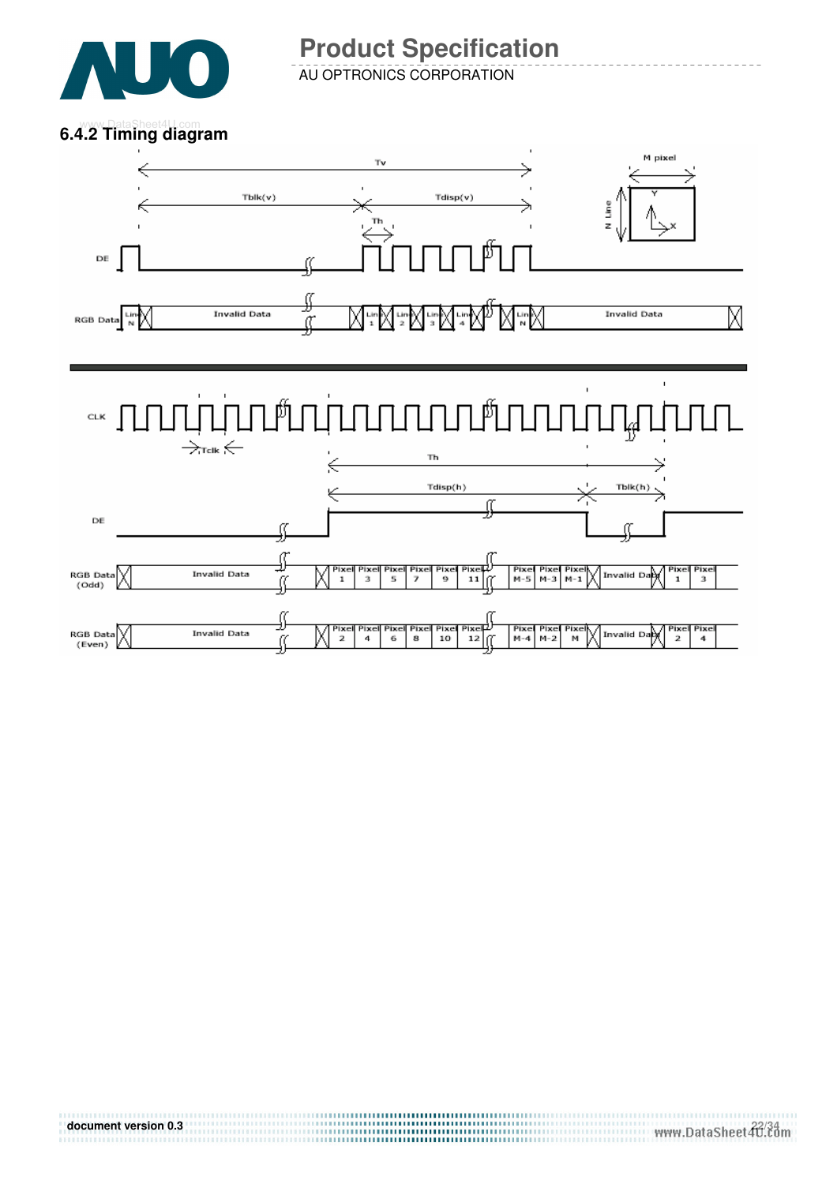### 6.4.2 Timing diagram

Tv

Tblk(v) Tdisp(v)

Th

M pixel

N Line

Y

X

DE

RGB Data Line N | Invalid Data | Line 1 | Line 2 | Line 3 | Line 4 | Line N | Invalid Data

CLK

Tclk

Th

Tdisp(h) Tblk(h)

DE

RGB Data (Odd) | Invalid Data | Pixel 1 | Pixel 3 | Pixel 5 | Pixel 7 | Pixel 9 | Pixel 11 | Pixel M-5 | Pixel M-3 | Pixel M-1 | Invalid Data | Pixel 1 | Pixel 3

RGB Data (Even) | Invalid Data | Pixel 2 | Pixel 4 | Pixel 6 | Pixel 8 | Pixel 10 | Pixel 12 | Pixel M-4 | Pixel M-2 | Pixel M | Invalid Data | Pixel 2 | Pixel 4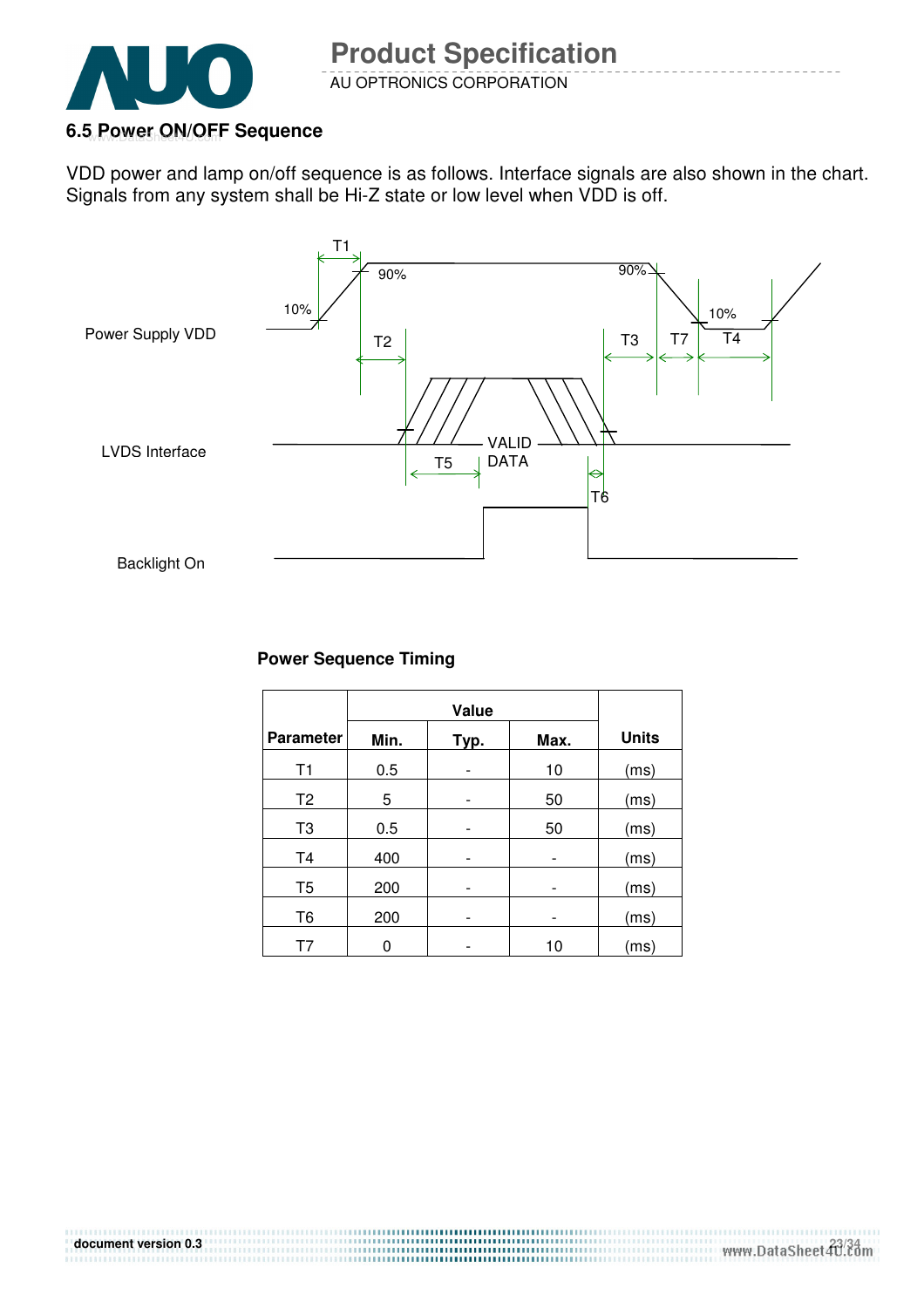## 6.5 Power ON/OFF Sequence

VDD power and lamp on/off sequence is as follows. Interface signals are also shown in the chart. Signals from any system shall be Hi-Z state or low level when VDD is off.

Power Supply VDD

LVDS Interface

Backlight On

T1 T2 T3 T4 T5 T6 T7 10% 90% 90% 10% VALID DATA

**Power Sequence Timing**

| Parameter | Value | | | Units |
|---|---|---|---|---|
| | Min. | Typ. | Max. | |
| T1 | 0.5 | - | 10 | (ms) |
| T2 | 5 | - | 50 | (ms) |
| T3 | 0.5 | - | 50 | (ms) |
| T4 | 400 | - | - | (ms) |
| T5 | 200 | - | - | (ms) |
| T6 | 200 | - | - | (ms) |
| T7 | 0 | - | 10 | (ms) |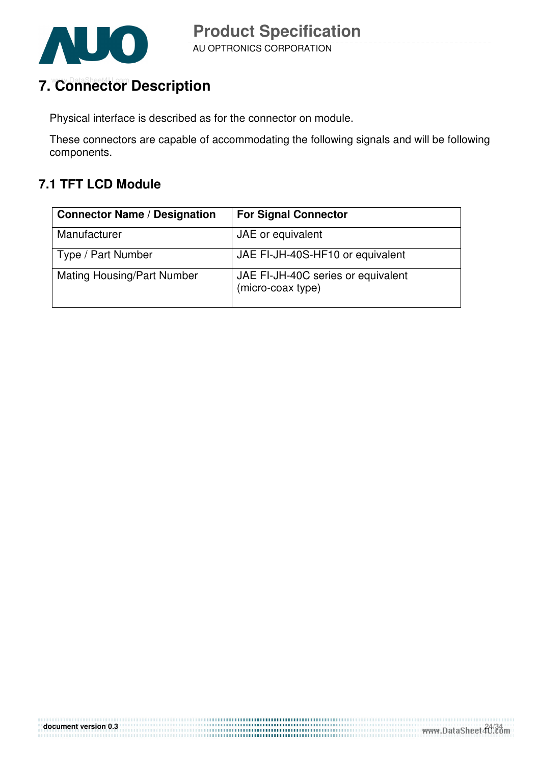# 7. Connector Description

Physical interface is described as for the connector on module.

These connectors are capable of accommodating the following signals and will be following components.

## 7.1 TFT LCD Module

| **Connector Name / Designation** | **For Signal Connector** |
| --- | --- |
| Manufacturer | JAE or equivalent |
| Type / Part Number | JAE FI-JH-40S-HF10 or equivalent |
| Mating Housing/Part Number | JAE FI-JH-40C series or equivalent (micro-coax type) |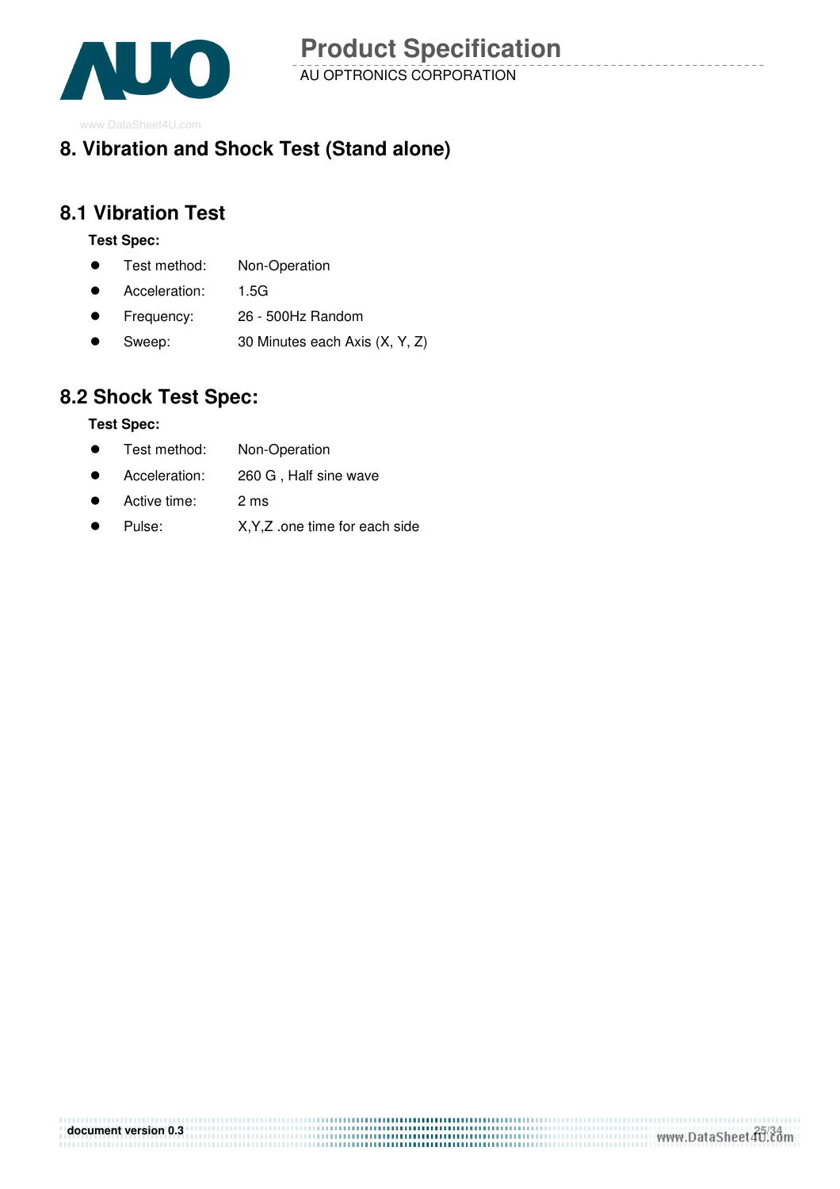# 8. Vibration and Shock Test (Stand alone)

## 8.1 Vibration Test

**Test Spec:**

- Test method: Non-Operation
- Acceleration: 1.5G
- Frequency: 26 - 500Hz Random
- Sweep: 30 Minutes each Axis (X, Y, Z)

## 8.2 Shock Test Spec:

**Test Spec:**

- Test method: Non-Operation
- Acceleration: 260 G , Half sine wave
- Active time: 2 ms
- Pulse: X,Y,Z .one time for each side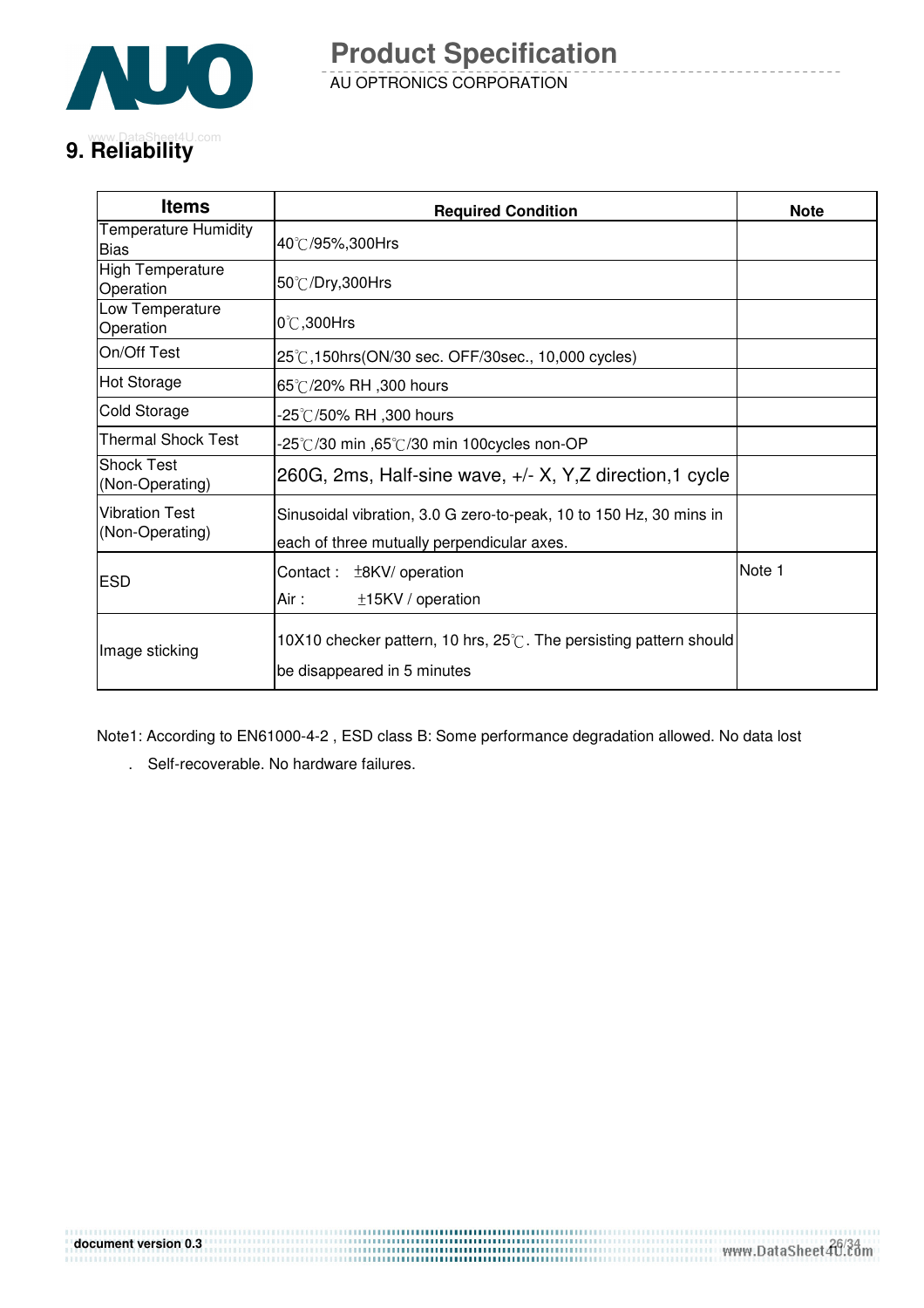# 9. Reliability

| Items | Required Condition | Note |
|---|---|---|
| Temperature Humidity Bias | 40℃/95%,300Hrs | |
| High Temperature Operation | 50℃/Dry,300Hrs | |
| Low Temperature Operation | 0℃,300Hrs | |
| On/Off Test | 25℃,150hrs(ON/30 sec. OFF/30sec., 10,000 cycles) | |
| Hot Storage | 65℃/20% RH ,300 hours | |
| Cold Storage | -25℃/50% RH ,300 hours | |
| Thermal Shock Test | -25℃/30 min ,65℃/30 min 100cycles non-OP | |
| Shock Test (Non-Operating) | 260G, 2ms, Half-sine wave, +/- X, Y,Z direction,1 cycle | |
| Vibration Test (Non-Operating) | Sinusoidal vibration, 3.0 G zero-to-peak, 10 to 150 Hz, 30 mins in each of three mutually perpendicular axes. | |
| ESD | Contact : ±8KV/ operation<br>Air : ±15KV / operation | Note 1 |
| Image sticking | 10X10 checker pattern, 10 hrs, 25℃. The persisting pattern should be disappeared in 5 minutes | |

Note1: According to EN61000-4-2 , ESD class B: Some performance degradation allowed. No data lost

. Self-recoverable. No hardware failures.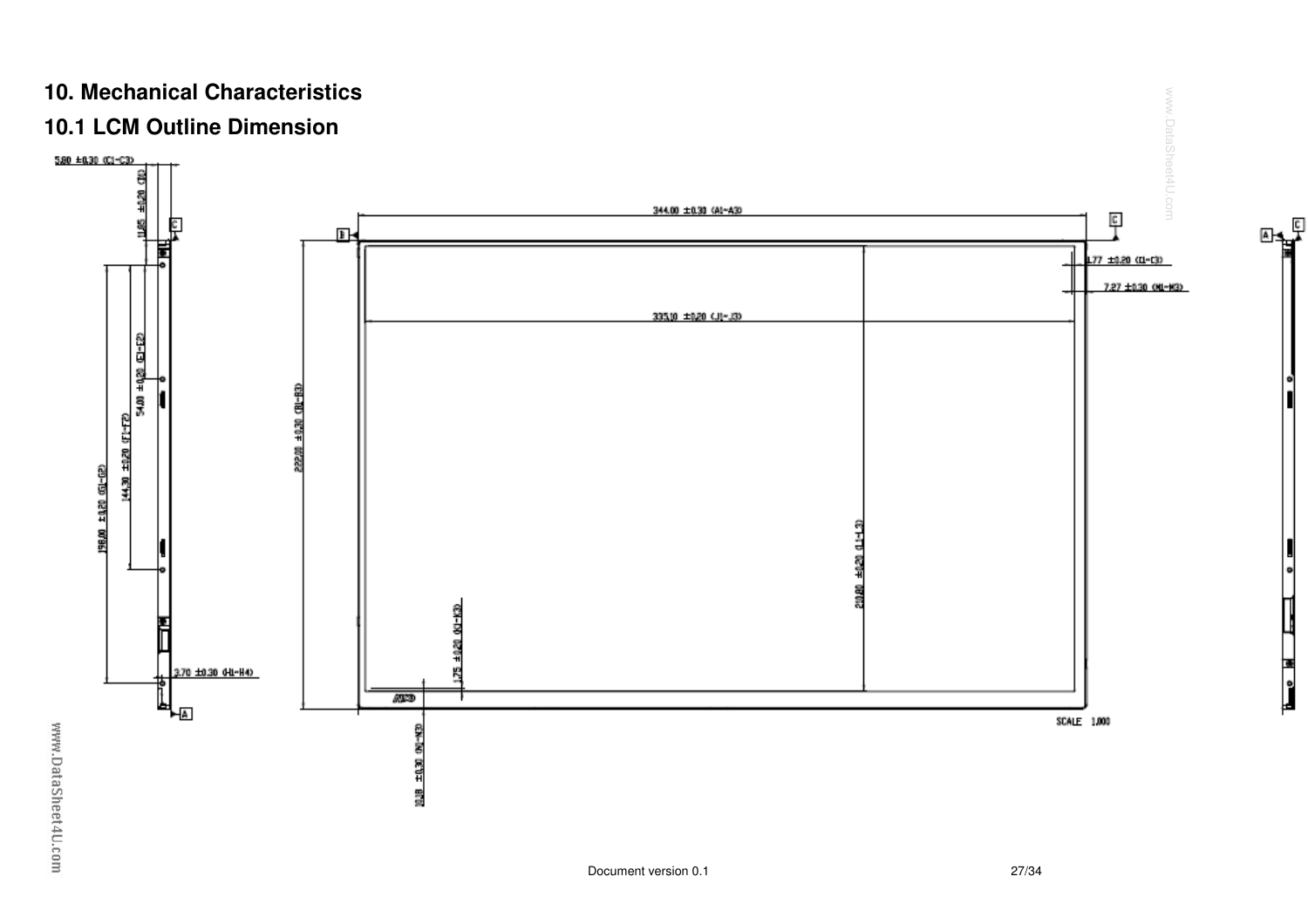## 10. Mechanical Characteristics

### 10.1 LCM Outline Dimension

5.80 ±0.30 (C1-C3)

11.85 ±0.20 (M2)

344.00 ±0.30 (A1-A3)

1.77 ±0.20 (I1-I3)

7.27 ±0.30 (M1-M3)

335.10 ±0.20 (J1-J3)

54.00 ±0.20 (E1-E2)

144.30 ±0.20 (F1-F2)

198.00 ±1.20 (G1-G2)

222.00 ±0.30 (B1-B3)

210.80 ±0.20 (L1-L3)

1.75 ±0.20 (K1-K3)

3.70 ±0.30 (H1-H4)

10.18 ±0.30 (N1-N3)

SCALE 1.000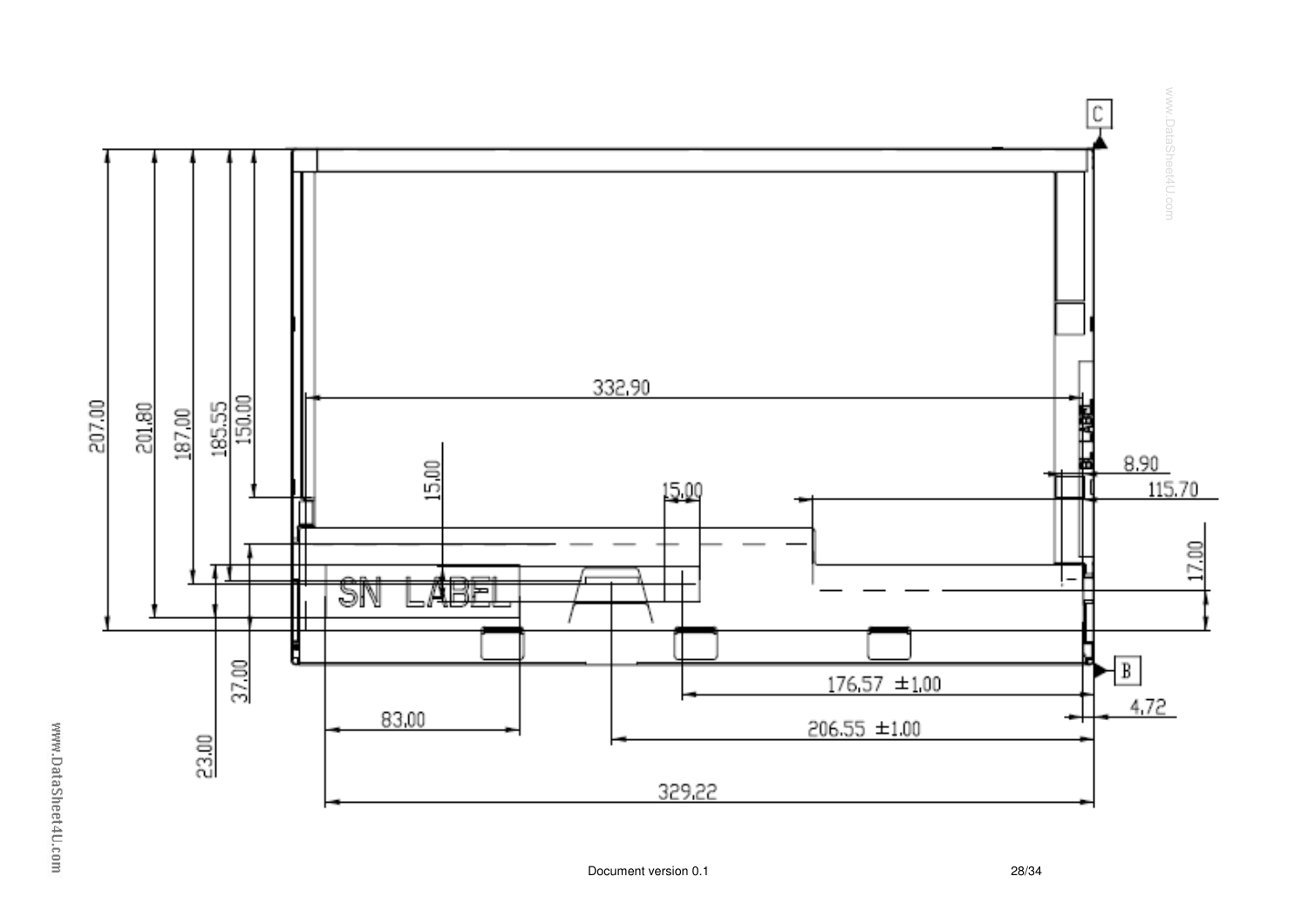C

207.00

201.80

187.00

185.55

150.00

15.00

15.00

332.90

8.90

115.70

17.00

SN LABEL

BL LABEL

B

37.00

23.00

83.00

176.57 ±1.00

4.72

206.55 ±1.00

329.22

Document version 0.1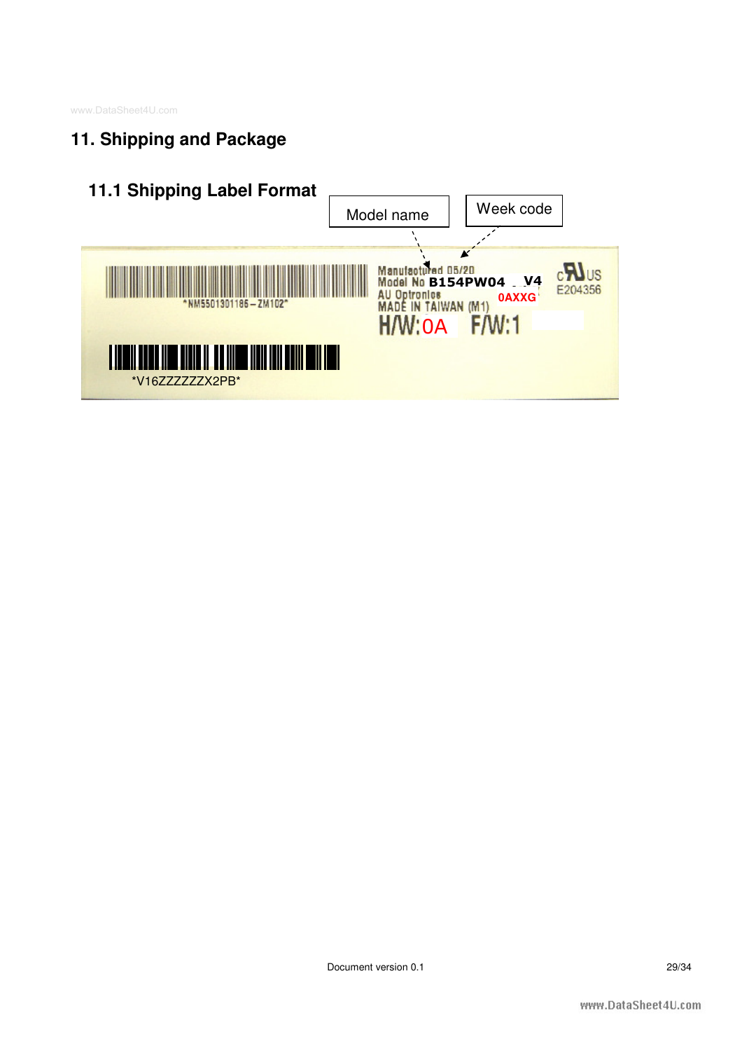## 11. Shipping and Package

### 11.1 Shipping Label Format

Model name

Week code

*NM5501301186 – ZM102*

Manufactured 05/20
Model No B154PW04 V4
AU Optronics
MADE IN TAIWAN (M1) 0AXXG

H/W:0A F/W:1

E204356

*V16ZZZZZZX2PB*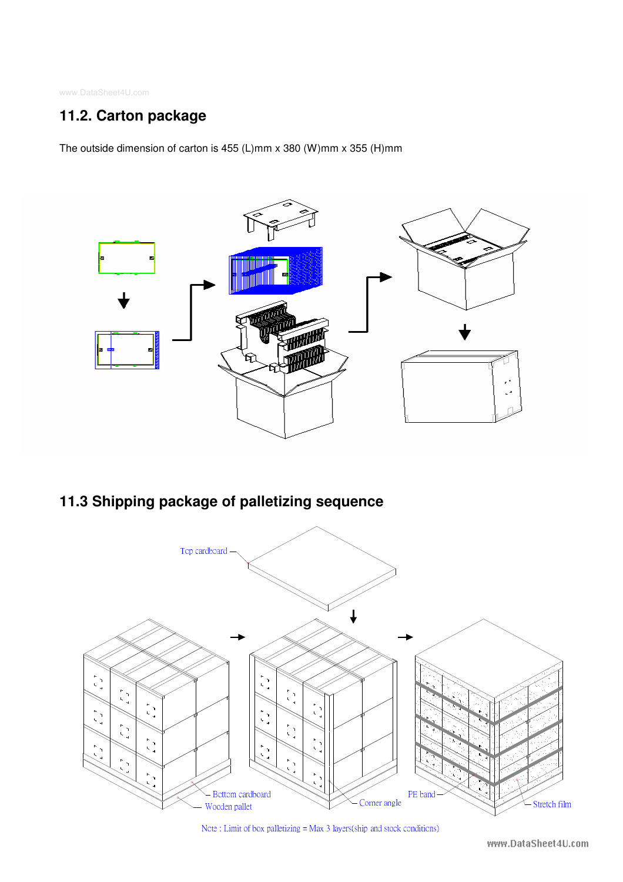## 11.2. Carton package

The outside dimension of carton is 455 (L)mm x 380 (W)mm x 355 (H)mm

## 11.3 Shipping package of palletizing sequence

Top cardboard

Bottom cardboard

Wooden pallet

Corner angle

PE band

Stretch film

Note : Limit of box palletizing = Max 3 layers(ship and stock conditions)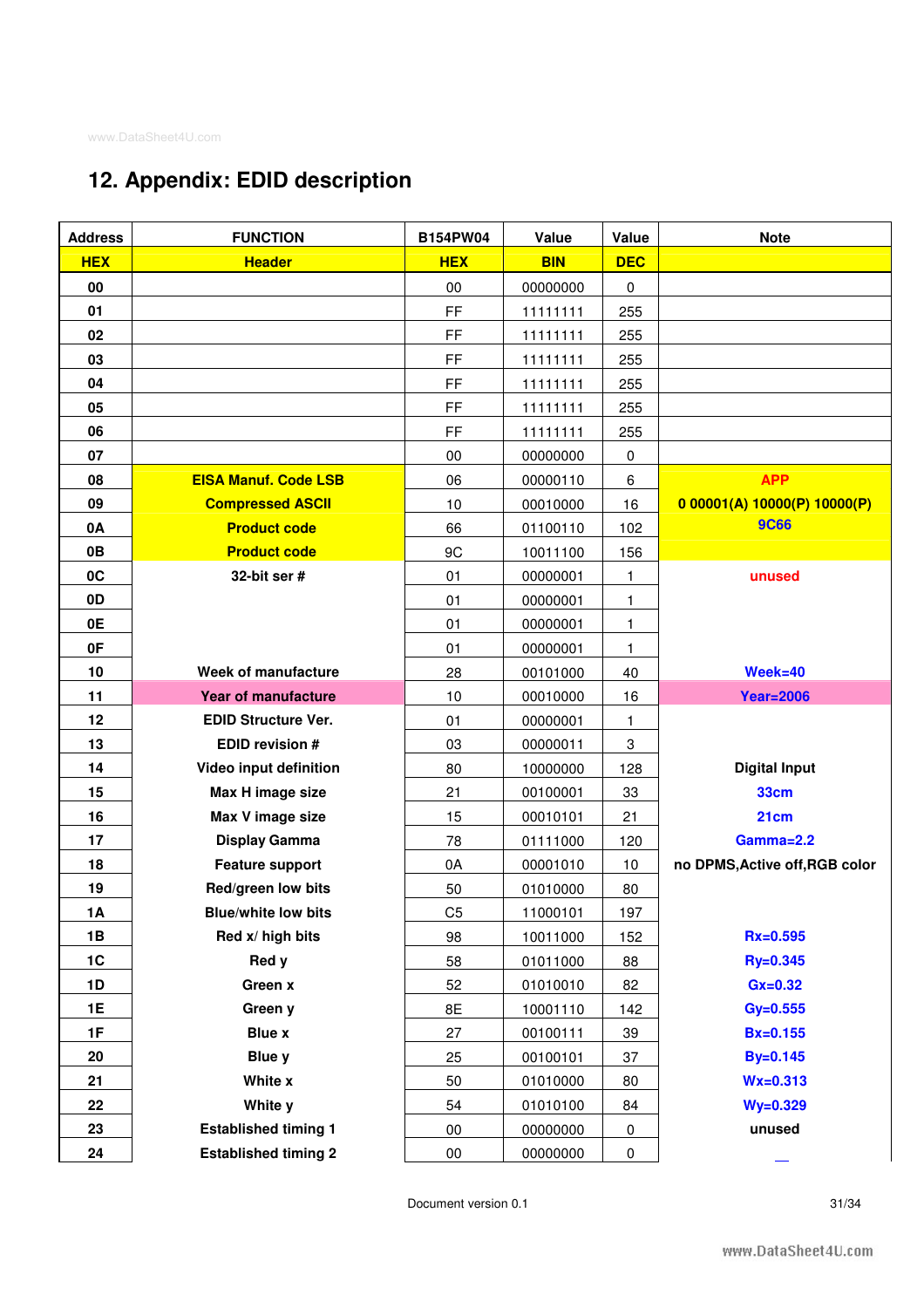## 12. Appendix: EDID description

| Address | FUNCTION | B154PW04 | Value | Value | Note |
|---|---|---|---|---|---|
| **HEX** | **Header** | **HEX** | **BIN** | **DEC** | |
| 00 | | 00 | 00000000 | 0 | |
| 01 | | FF | 11111111 | 255 | |
| 02 | | FF | 11111111 | 255 | |
| 03 | | FF | 11111111 | 255 | |
| 04 | | FF | 11111111 | 255 | |
| 05 | | FF | 11111111 | 255 | |
| 06 | | FF | 11111111 | 255 | |
| 07 | | 00 | 00000000 | 0 | |
| 08 | EISA Manuf. Code LSB | 06 | 00000110 | 6 | APP |
| 09 | Compressed ASCII | 10 | 00010000 | 16 | 0 00001(A) 10000(P) 10000(P) |
| 0A | Product code | 66 | 01100110 | 102 | 9C66 |
| 0B | Product code | 9C | 10011100 | 156 | |
| 0C | 32-bit ser # | 01 | 00000001 | 1 | unused |
| 0D | | 01 | 00000001 | 1 | |
| 0E | | 01 | 00000001 | 1 | |
| 0F | | 01 | 00000001 | 1 | |
| 10 | Week of manufacture | 28 | 00101000 | 40 | Week=40 |
| 11 | Year of manufacture | 10 | 00010000 | 16 | Year=2006 |
| 12 | EDID Structure Ver. | 01 | 00000001 | 1 | |
| 13 | EDID revision # | 03 | 00000011 | 3 | |
| 14 | Video input definition | 80 | 10000000 | 128 | Digital Input |
| 15 | Max H image size | 21 | 00100001 | 33 | 33cm |
| 16 | Max V image size | 15 | 00010101 | 21 | 21cm |
| 17 | Display Gamma | 78 | 01111000 | 120 | Gamma=2.2 |
| 18 | Feature support | 0A | 00001010 | 10 | no DPMS,Active off,RGB color |
| 19 | Red/green low bits | 50 | 01010000 | 80 | |
| 1A | Blue/white low bits | C5 | 11000101 | 197 | |
| 1B | Red x/ high bits | 98 | 10011000 | 152 | Rx=0.595 |
| 1C | Red y | 58 | 01011000 | 88 | Ry=0.345 |
| 1D | Green x | 52 | 01010010 | 82 | Gx=0.32 |
| 1E | Green y | 8E | 10001110 | 142 | Gy=0.555 |
| 1F | Blue x | 27 | 00100111 | 39 | Bx=0.155 |
| 20 | Blue y | 25 | 00100101 | 37 | By=0.145 |
| 21 | White x | 50 | 01010000 | 80 | Wx=0.313 |
| 22 | White y | 54 | 01010100 | 84 | Wy=0.329 |
| 23 | Established timing 1 | 00 | 00000000 | 0 | unused |
| 24 | Established timing 2 | 00 | 00000000 | 0 | |

Document version 0.1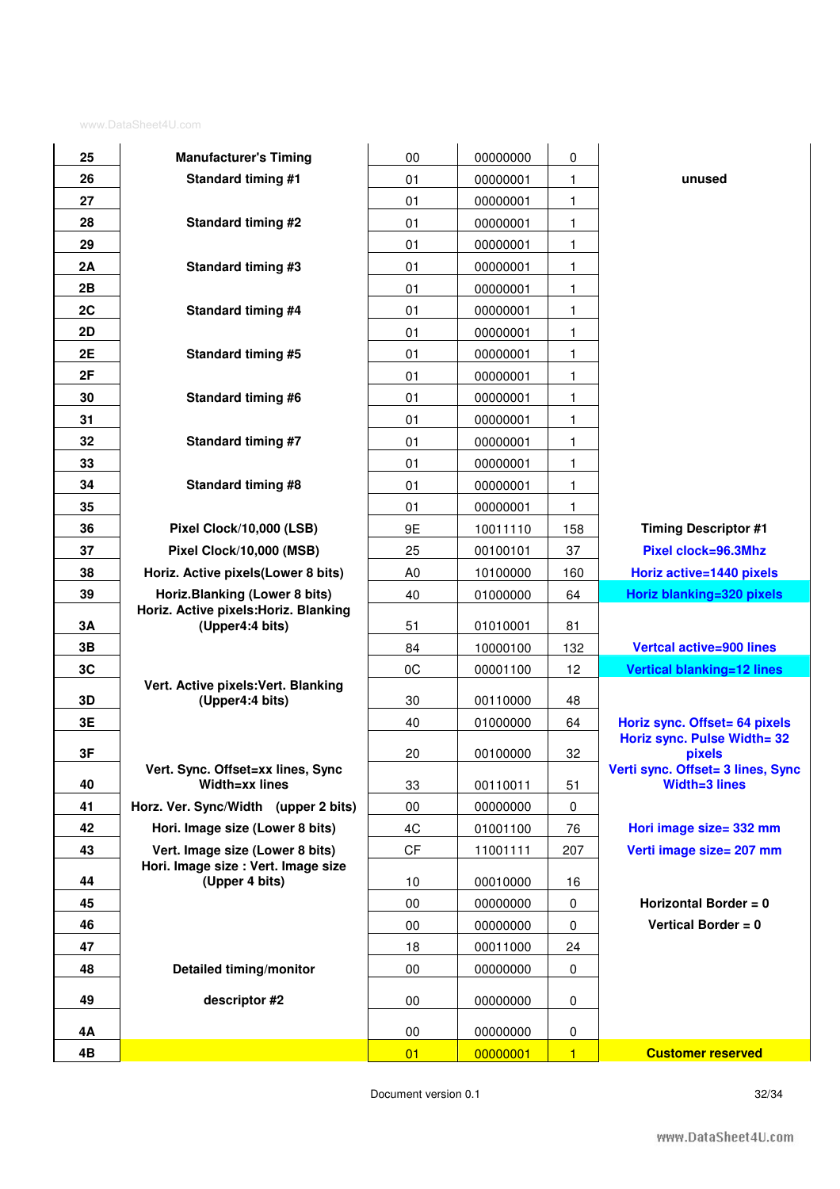| | | | | | |
|---|---|---|---|---|---|
| 25 | Manufacturer's Timing | 00 | 00000000 | 0 | |
| 26 | Standard timing #1 | 01 | 00000001 | 1 | unused |
| 27 | | 01 | 00000001 | 1 | |
| 28 | Standard timing #2 | 01 | 00000001 | 1 | |
| 29 | | 01 | 00000001 | 1 | |
| 2A | Standard timing #3 | 01 | 00000001 | 1 | |
| 2B | | 01 | 00000001 | 1 | |
| 2C | Standard timing #4 | 01 | 00000001 | 1 | |
| 2D | | 01 | 00000001 | 1 | |
| 2E | Standard timing #5 | 01 | 00000001 | 1 | |
| 2F | | 01 | 00000001 | 1 | |
| 30 | Standard timing #6 | 01 | 00000001 | 1 | |
| 31 | | 01 | 00000001 | 1 | |
| 32 | Standard timing #7 | 01 | 00000001 | 1 | |
| 33 | | 01 | 00000001 | 1 | |
| 34 | Standard timing #8 | 01 | 00000001 | 1 | |
| 35 | | 01 | 00000001 | 1 | |
| 36 | Pixel Clock/10,000 (LSB) | 9E | 10011110 | 158 | Timing Descriptor #1 |
| 37 | Pixel Clock/10,000 (MSB) | 25 | 00100101 | 37 | Pixel clock=96.3Mhz |
| 38 | Horiz. Active pixels(Lower 8 bits) | A0 | 10100000 | 160 | Horiz active=1440 pixels |
| 39 | Horiz.Blanking (Lower 8 bits) | 40 | 01000000 | 64 | Horiz blanking=320 pixels |
| 3A | Horiz. Active pixels:Horiz. Blanking (Upper4:4 bits) | 51 | 01010001 | 81 | |
| 3B | | 84 | 10000100 | 132 | Vertcal active=900 lines |
| 3C | | 0C | 00001100 | 12 | Vertical blanking=12 lines |
| 3D | Vert. Active pixels:Vert. Blanking (Upper4:4 bits) | 30 | 00110000 | 48 | |
| 3E | | 40 | 01000000 | 64 | Horiz sync. Offset= 64 pixels |
| 3F | | 20 | 00100000 | 32 | Horiz sync. Pulse Width= 32 pixels |
| 40 | Vert. Sync. Offset=xx lines, Sync Width=xx lines | 33 | 00110011 | 51 | Verti sync. Offset= 3 lines, Sync Width=3 lines |
| 41 | Horz. Ver. Sync/Width (upper 2 bits) | 00 | 00000000 | 0 | |
| 42 | Hori. Image size (Lower 8 bits) | 4C | 01001100 | 76 | Hori image size= 332 mm |
| 43 | Vert. Image size (Lower 8 bits) | CF | 11001111 | 207 | Verti image size= 207 mm |
| 44 | Hori. Image size : Vert. Image size (Upper 4 bits) | 10 | 00010000 | 16 | |
| 45 | | 00 | 00000000 | 0 | Horizontal Border = 0 |
| 46 | | 00 | 00000000 | 0 | Vertical Border = 0 |
| 47 | | 18 | 00011000 | 24 | |
| 48 | Detailed timing/monitor | 00 | 00000000 | 0 | |
| 49 | descriptor #2 | 00 | 00000000 | 0 | |
| 4A | | 00 | 00000000 | 0 | |
| 4B | | 01 | 00000001 | 1 | Customer reserved |

Document version 0.1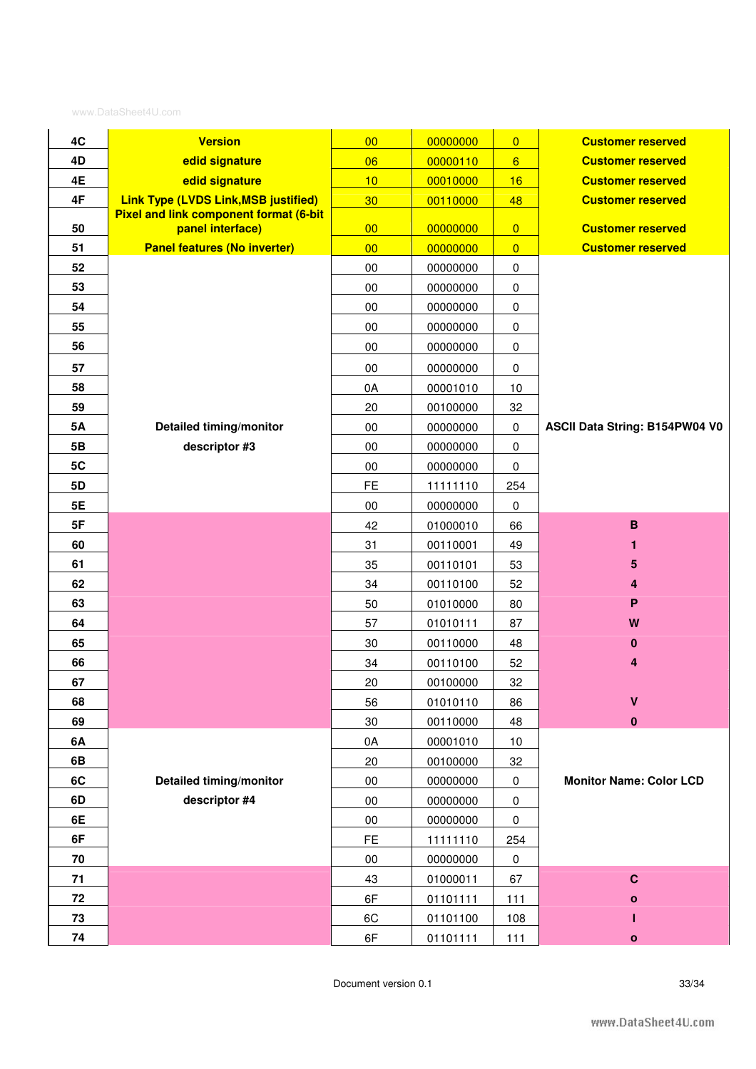| | | | | | |
|---|---|---|---|---|---|
| 4C | Version | 00 | 00000000 | 0 | Customer reserved |
| 4D | edid signature | 06 | 00000110 | 6 | Customer reserved |
| 4E | edid signature | 10 | 00010000 | 16 | Customer reserved |
| 4F | Link Type (LVDS Link,MSB justified) | 30 | 00110000 | 48 | Customer reserved |
| 50 | Pixel and link component format (6-bit panel interface) | 00 | 00000000 | 0 | Customer reserved |
| 51 | Panel features (No inverter) | 00 | 00000000 | 0 | Customer reserved |
| 52 | Detailed timing/monitor descriptor #3 | 00 | 00000000 | 0 | ASCII Data String: B154PW04 V0 |
| 53 | | 00 | 00000000 | 0 | |
| 54 | | 00 | 00000000 | 0 | |
| 55 | | 00 | 00000000 | 0 | |
| 56 | | 00 | 00000000 | 0 | |
| 57 | | 00 | 00000000 | 0 | |
| 58 | | 0A | 00001010 | 10 | |
| 59 | | 20 | 00100000 | 32 | |
| 5A | | 00 | 00000000 | 0 | |
| 5B | | 00 | 00000000 | 0 | |
| 5C | | 00 | 00000000 | 0 | |
| 5D | | FE | 11111110 | 254 | |
| 5E | | 00 | 00000000 | 0 | |
| 5F | | 42 | 01000010 | 66 | B |
| 60 | | 31 | 00110001 | 49 | 1 |
| 61 | | 35 | 00110101 | 53 | 5 |
| 62 | | 34 | 00110100 | 52 | 4 |
| 63 | | 50 | 01010000 | 80 | P |
| 64 | | 57 | 01010111 | 87 | W |
| 65 | | 30 | 00110000 | 48 | 0 |
| 66 | | 34 | 00110100 | 52 | 4 |
| 67 | | 20 | 00100000 | 32 | |
| 68 | | 56 | 01010110 | 86 | V |
| 69 | | 30 | 00110000 | 48 | 0 |
| 6A | Detailed timing/monitor descriptor #4 | 0A | 00001010 | 10 | Monitor Name: Color LCD |
| 6B | | 20 | 00100000 | 32 | |
| 6C | | 00 | 00000000 | 0 | |
| 6D | | 00 | 00000000 | 0 | |
| 6E | | 00 | 00000000 | 0 | |
| 6F | | FE | 11111110 | 254 | |
| 70 | | 00 | 00000000 | 0 | |
| 71 | | 43 | 01000011 | 67 | C |
| 72 | | 6F | 01101111 | 111 | o |
| 73 | | 6C | 01101100 | 108 | l |
| 74 | | 6F | 01101111 | 111 | o |

Document version 0.1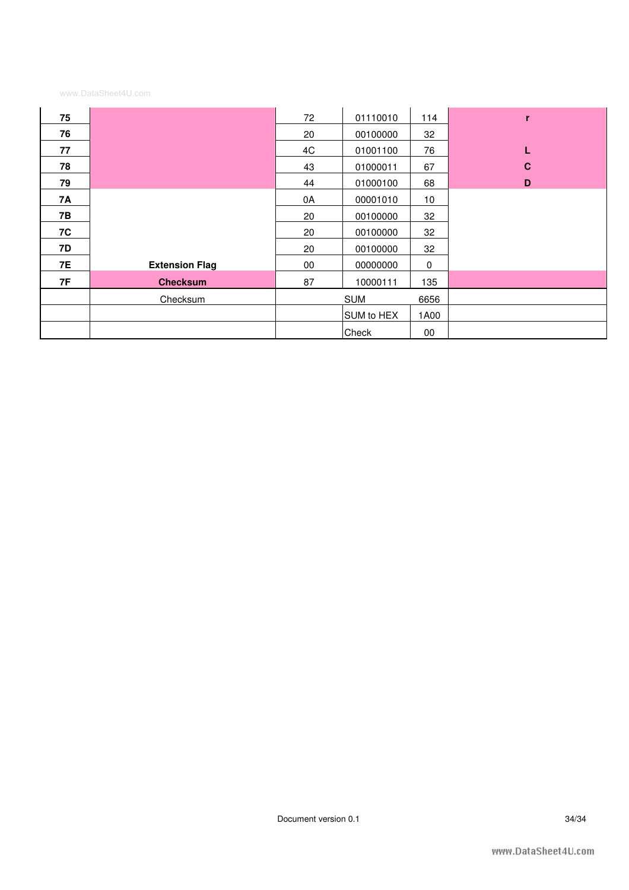| | | | | | |
|---|---|---|---|---|---|
| 75 | | 72 | 01110010 | 114 | r |
| 76 | | 20 | 00100000 | 32 | |
| 77 | | 4C | 01001100 | 76 | L |
| 78 | | 43 | 01000011 | 67 | C |
| 79 | | 44 | 01000100 | 68 | D |
| 7A | | 0A | 00001010 | 10 | |
| 7B | | 20 | 00100000 | 32 | |
| 7C | | 20 | 00100000 | 32 | |
| 7D | | 20 | 00100000 | 32 | |
| 7E | **Extension Flag** | 00 | 00000000 | 0 | |
| 7F | **Checksum** | 87 | 10000111 | 135 | |
| | Checksum | | SUM | 6656 | |
| | | | SUM to HEX | 1A00 | |
| | | | Check | 00 | |